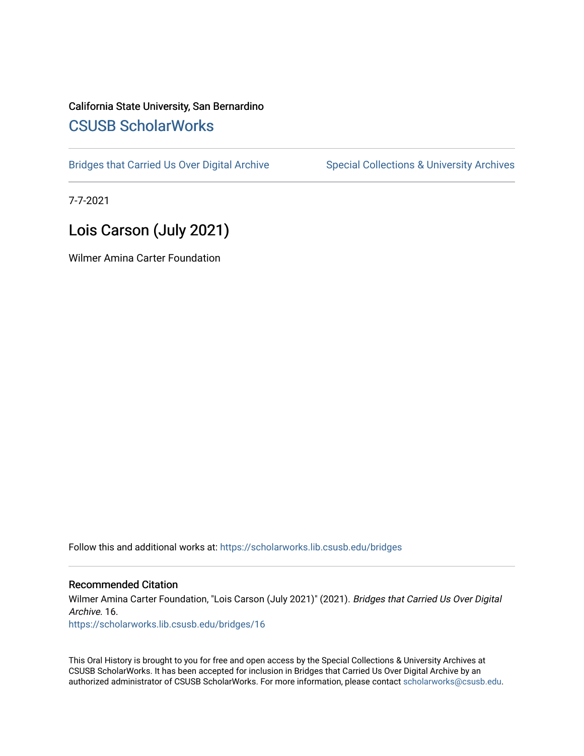California State University, San Bernardino

## CSUSB ScholarWorks

Bridges that Carried Us Over Digital Archive | Special Collections & University Archives

7-7-2021

# Lois Carson (July 2021)

Wilmer Amina Carter Foundation

Follow this and additional works at: https://scholarworks.lib.csusb.edu/bridges

### Recommended Citation

Wilmer Amina Carter Foundation, "Lois Carson (July 2021)" (2021). *Bridges that Carried Us Over Digital Archive*. 16.
https://scholarworks.lib.csusb.edu/bridges/16

This Oral History is brought to you for free and open access by the Special Collections & University Archives at CSUSB ScholarWorks. It has been accepted for inclusion in Bridges that Carried Us Over Digital Archive by an authorized administrator of CSUSB ScholarWorks. For more information, please contact scholarworks@csusb.edu.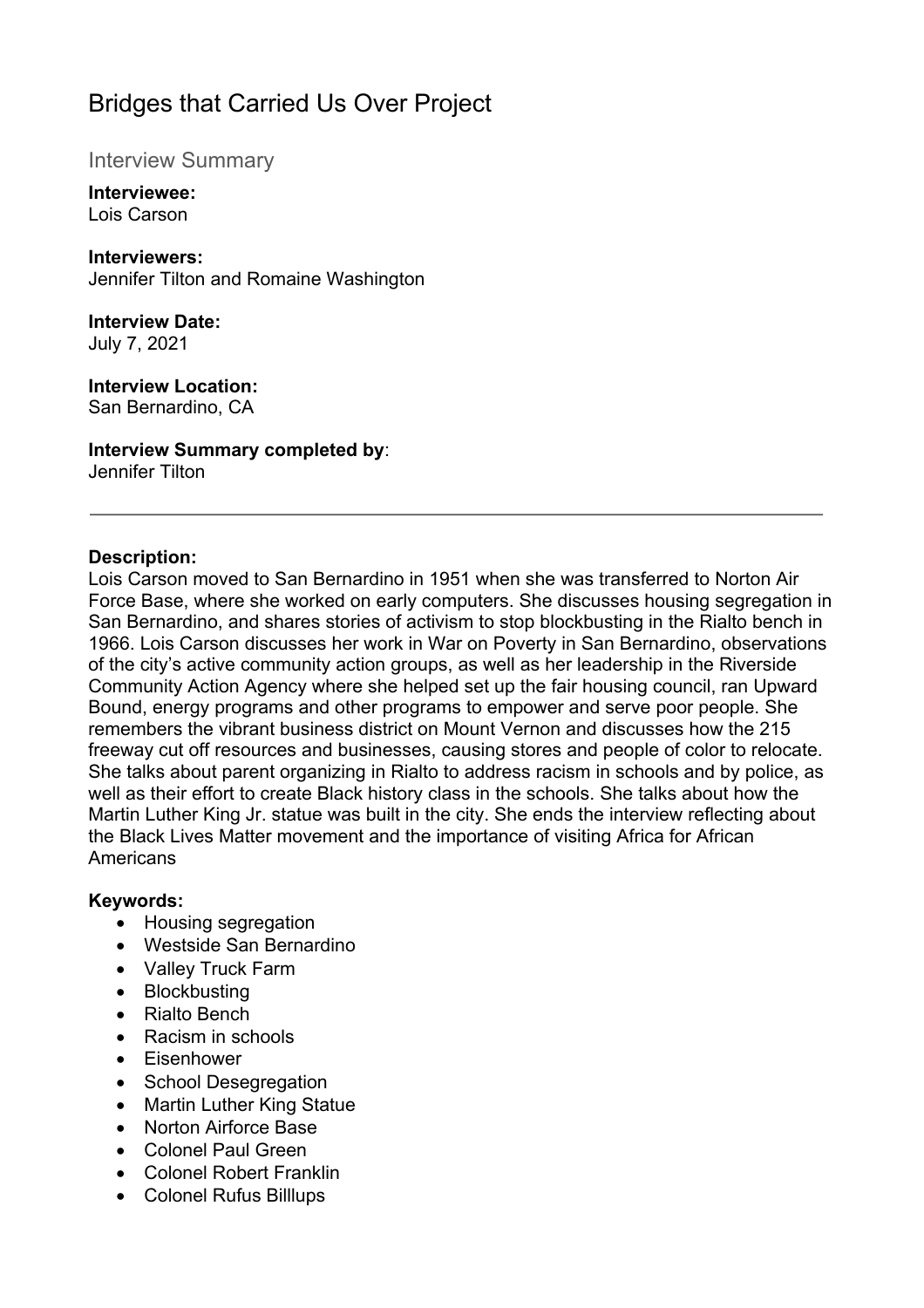# Bridges that Carried Us Over Project

## Interview Summary

**Interviewee:**
Lois Carson

**Interviewers:**
Jennifer Tilton and Romaine Washington

**Interview Date:**
July 7, 2021

**Interview Location:**
San Bernardino, CA

**Interview Summary completed by**:
Jennifer Tilton

---

**Description:**
Lois Carson moved to San Bernardino in 1951 when she was transferred to Norton Air Force Base, where she worked on early computers. She discusses housing segregation in San Bernardino, and shares stories of activism to stop blockbusting in the Rialto bench in 1966. Lois Carson discusses her work in War on Poverty in San Bernardino, observations of the city's active community action groups, as well as her leadership in the Riverside Community Action Agency where she helped set up the fair housing council, ran Upward Bound, energy programs and other programs to empower and serve poor people. She remembers the vibrant business district on Mount Vernon and discusses how the 215 freeway cut off resources and businesses, causing stores and people of color to relocate. She talks about parent organizing in Rialto to address racism in schools and by police, as well as their effort to create Black history class in the schools. She talks about how the Martin Luther King Jr. statue was built in the city. She ends the interview reflecting about the Black Lives Matter movement and the importance of visiting Africa for African Americans

**Keywords:**

- Housing segregation
- Westside San Bernardino
- Valley Truck Farm
- Blockbusting
- Rialto Bench
- Racism in schools
- Eisenhower
- School Desegregation
- Martin Luther King Statue
- Norton Airforce Base
- Colonel Paul Green
- Colonel Robert Franklin
- Colonel Rufus Billlups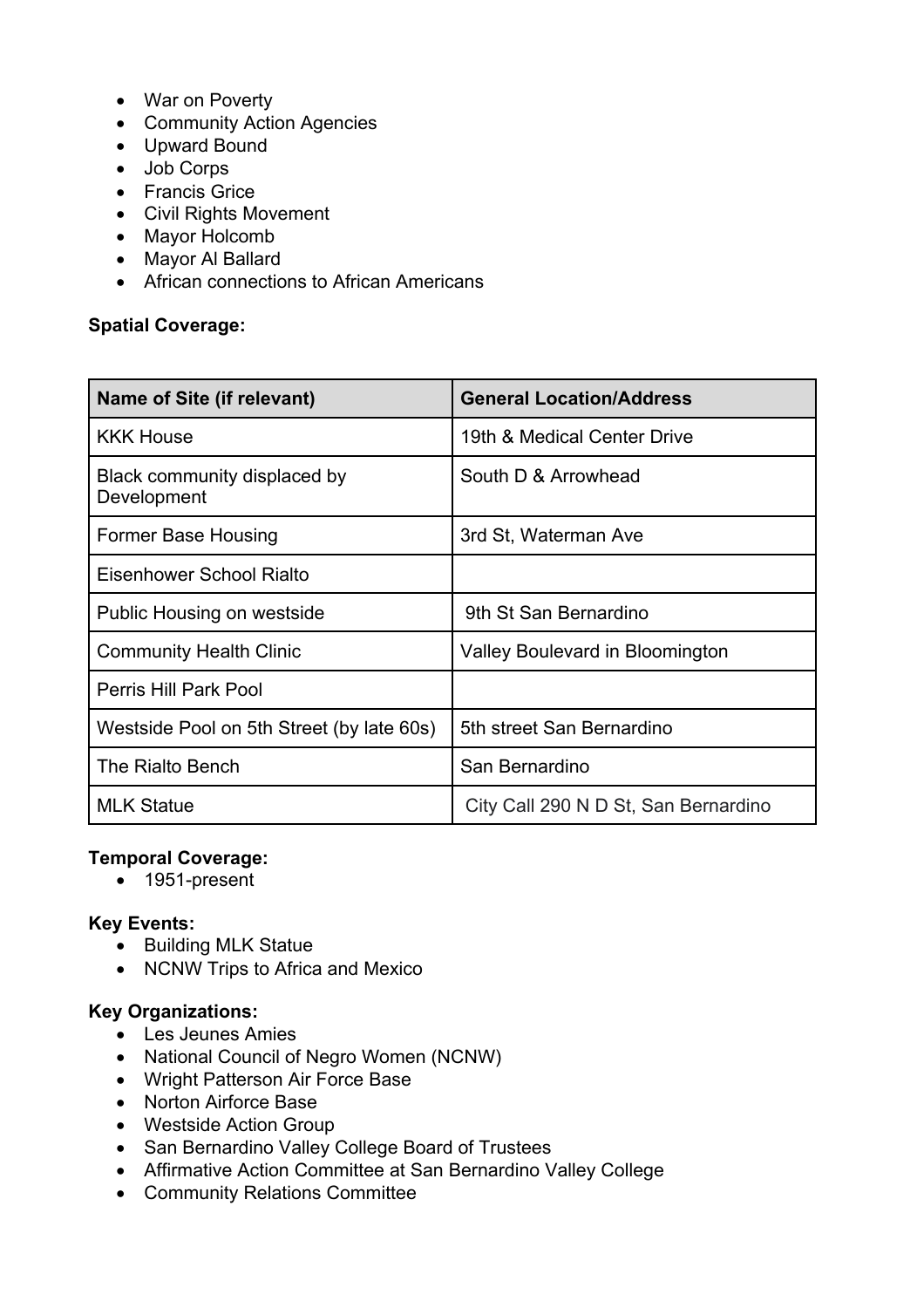- War on Poverty
- Community Action Agencies
- Upward Bound
- Job Corps
- Francis Grice
- Civil Rights Movement
- Mayor Holcomb
- Mayor Al Ballard
- African connections to African Americans

**Spatial Coverage:**

| Name of Site (if relevant) | General Location/Address |
|---|---|
| KKK House | 19th & Medical Center Drive |
| Black community displaced by Development | South D & Arrowhead |
| Former Base Housing | 3rd St, Waterman Ave |
| Eisenhower School Rialto | |
| Public Housing on westside | 9th St San Bernardino |
| Community Health Clinic | Valley Boulevard in Bloomington |
| Perris Hill Park Pool | |
| Westside Pool on 5th Street (by late 60s) | 5th street San Bernardino |
| The Rialto Bench | San Bernardino |
| MLK Statue | City Call 290 N D St, San Bernardino |

**Temporal Coverage:**

- 1951-present

**Key Events:**

- Building MLK Statue
- NCNW Trips to Africa and Mexico

**Key Organizations:**

- Les Jeunes Amies
- National Council of Negro Women (NCNW)
- Wright Patterson Air Force Base
- Norton Airforce Base
- Westside Action Group
- San Bernardino Valley College Board of Trustees
- Affirmative Action Committee at San Bernardino Valley College
- Community Relations Committee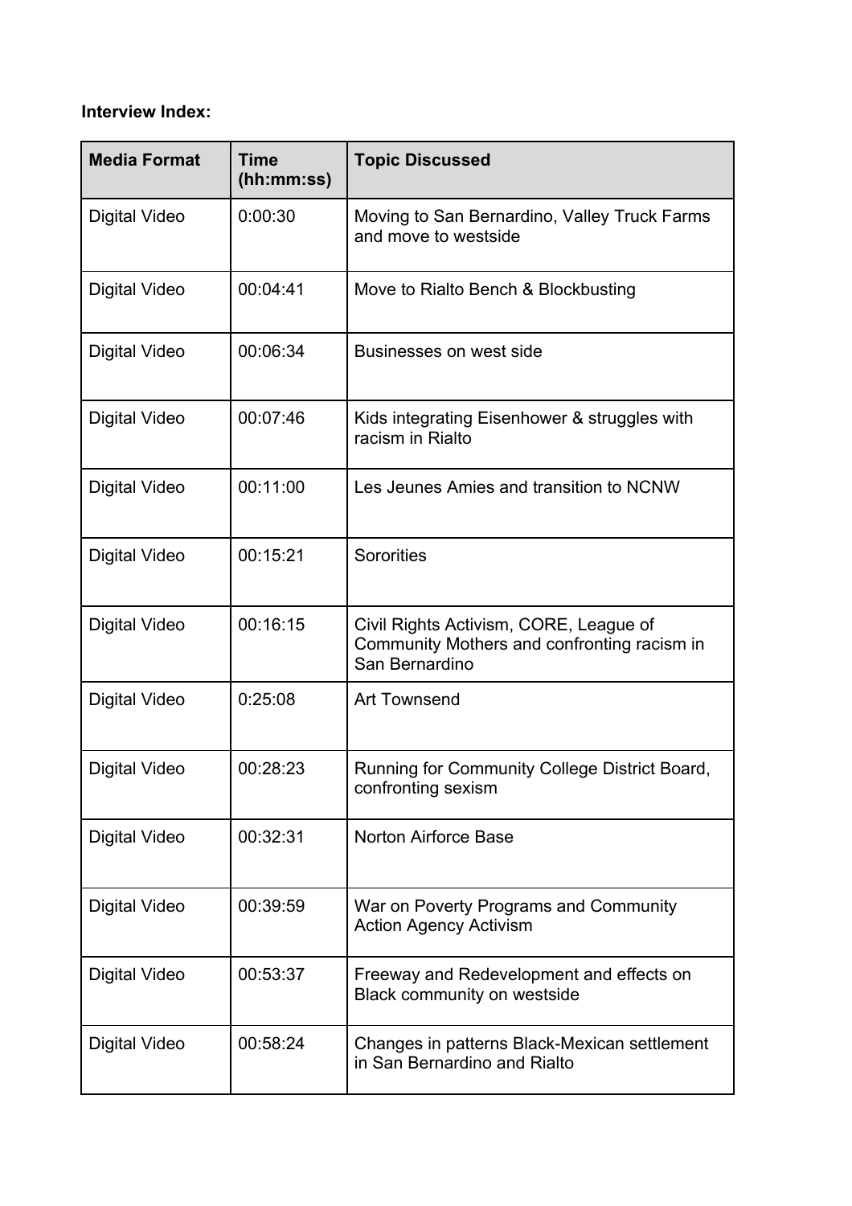**Interview Index:**

| Media Format | Time (hh:mm:ss) | Topic Discussed |
|---|---|---|
| Digital Video | 0:00:30 | Moving to San Bernardino, Valley Truck Farms and move to westside |
| Digital Video | 00:04:41 | Move to Rialto Bench & Blockbusting |
| Digital Video | 00:06:34 | Businesses on west side |
| Digital Video | 00:07:46 | Kids integrating Eisenhower & struggles with racism in Rialto |
| Digital Video | 00:11:00 | Les Jeunes Amies and transition to NCNW |
| Digital Video | 00:15:21 | Sororities |
| Digital Video | 00:16:15 | Civil Rights Activism, CORE, League of Community Mothers and confronting racism in San Bernardino |
| Digital Video | 0:25:08 | Art Townsend |
| Digital Video | 00:28:23 | Running for Community College District Board, confronting sexism |
| Digital Video | 00:32:31 | Norton Airforce Base |
| Digital Video | 00:39:59 | War on Poverty Programs and Community Action Agency Activism |
| Digital Video | 00:53:37 | Freeway and Redevelopment and effects on Black community on westside |
| Digital Video | 00:58:24 | Changes in patterns Black-Mexican settlement in San Bernardino and Rialto |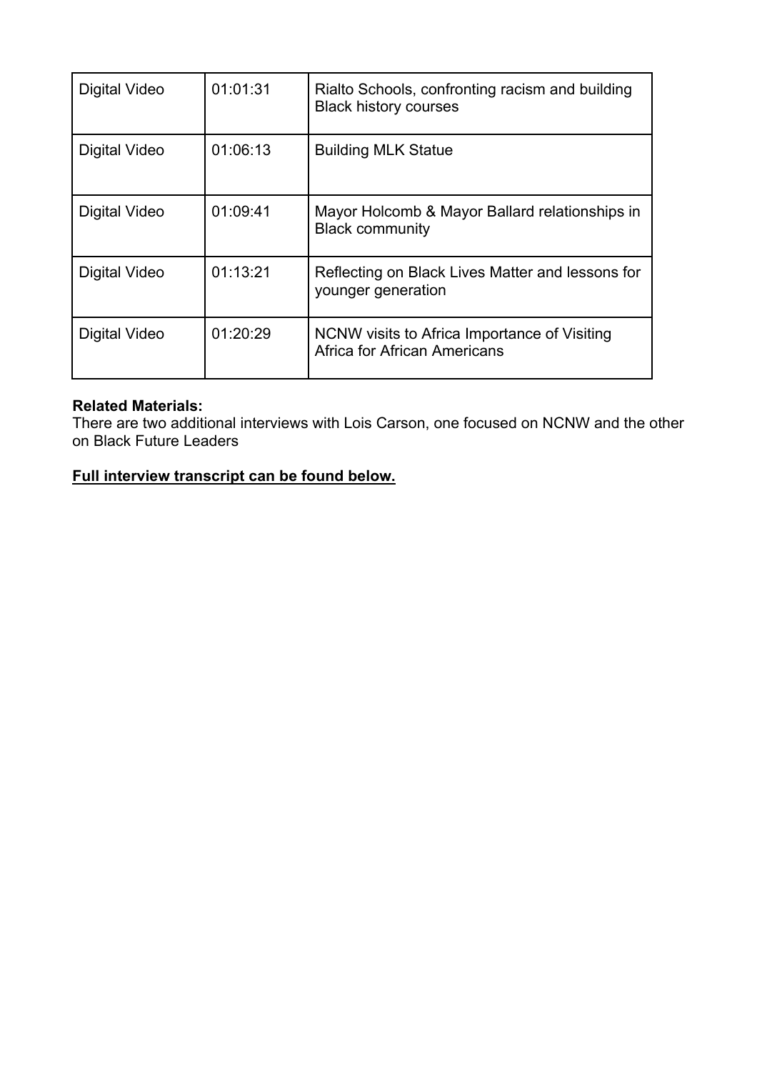| Digital Video | 01:01:31 | Rialto Schools, confronting racism and building Black history courses |
|---|---|---|
| Digital Video | 01:06:13 | Building MLK Statue |
| Digital Video | 01:09:41 | Mayor Holcomb & Mayor Ballard relationships in Black community |
| Digital Video | 01:13:21 | Reflecting on Black Lives Matter and lessons for younger generation |
| Digital Video | 01:20:29 | NCNW visits to Africa Importance of Visiting Africa for African Americans |

**Related Materials:**
There are two additional interviews with Lois Carson, one focused on NCNW and the other on Black Future Leaders

**Full interview transcript can be found below.**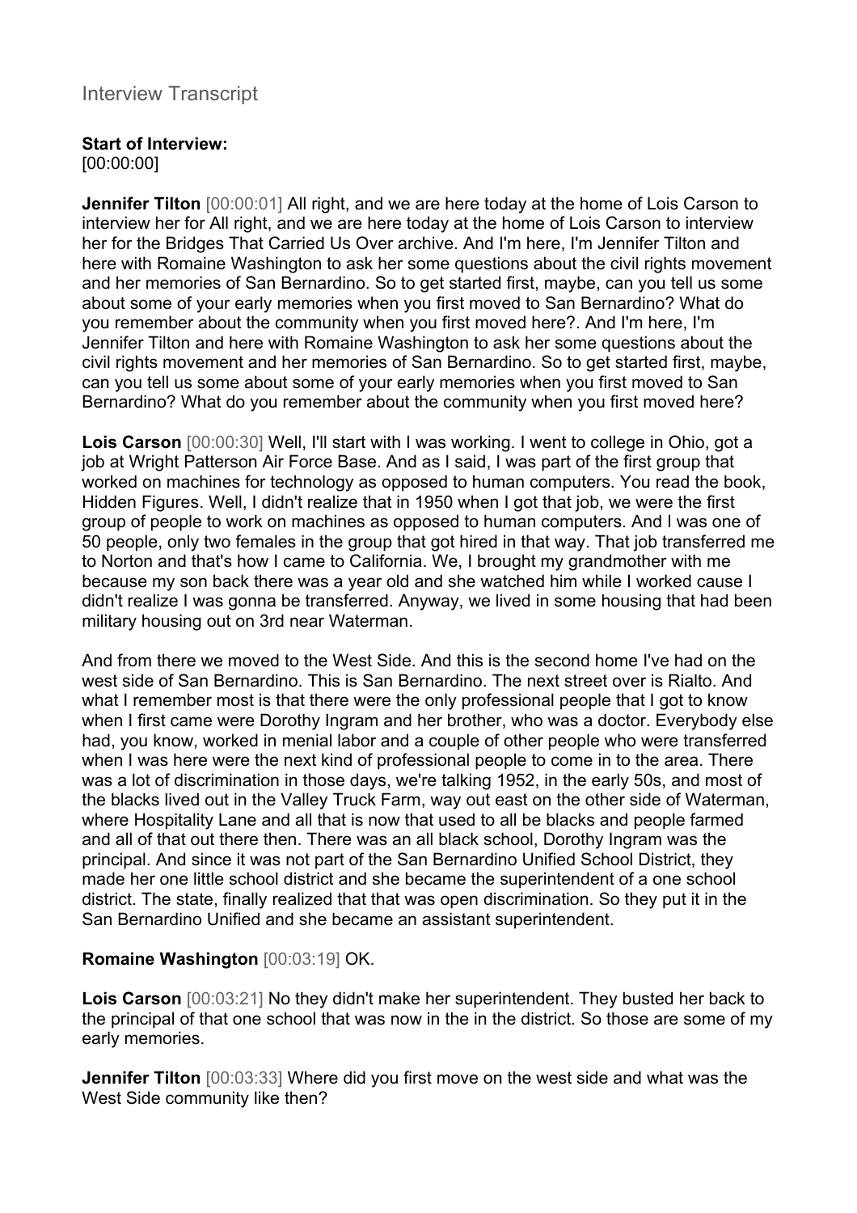# Interview Transcript

**Start of Interview:**
[00:00:00]

**Jennifer Tilton** [00:00:01] All right, and we are here today at the home of Lois Carson to interview her for All right, and we are here today at the home of Lois Carson to interview her for the Bridges That Carried Us Over archive. And I'm here, I'm Jennifer Tilton and here with Romaine Washington to ask her some questions about the civil rights movement and her memories of San Bernardino. So to get started first, maybe, can you tell us some about some of your early memories when you first moved to San Bernardino? What do you remember about the community when you first moved here?. And I'm here, I'm Jennifer Tilton and here with Romaine Washington to ask her some questions about the civil rights movement and her memories of San Bernardino. So to get started first, maybe, can you tell us some about some of your early memories when you first moved to San Bernardino? What do you remember about the community when you first moved here?

**Lois Carson** [00:00:30] Well, I'll start with I was working. I went to college in Ohio, got a job at Wright Patterson Air Force Base. And as I said, I was part of the first group that worked on machines for technology as opposed to human computers. You read the book, Hidden Figures. Well, I didn't realize that in 1950 when I got that job, we were the first group of people to work on machines as opposed to human computers. And I was one of 50 people, only two females in the group that got hired in that way. That job transferred me to Norton and that's how I came to California. We, I brought my grandmother with me because my son back there was a year old and she watched him while I worked cause I didn't realize I was gonna be transferred. Anyway, we lived in some housing that had been military housing out on 3rd near Waterman.

And from there we moved to the West Side. And this is the second home I've had on the west side of San Bernardino. This is San Bernardino. The next street over is Rialto. And what I remember most is that there were the only professional people that I got to know when I first came were Dorothy Ingram and her brother, who was a doctor. Everybody else had, you know, worked in menial labor and a couple of other people who were transferred when I was here were the next kind of professional people to come in to the area. There was a lot of discrimination in those days, we're talking 1952, in the early 50s, and most of the blacks lived out in the Valley Truck Farm, way out east on the other side of Waterman, where Hospitality Lane and all that is now that used to all be blacks and people farmed and all of that out there then. There was an all black school, Dorothy Ingram was the principal. And since it was not part of the San Bernardino Unified School District, they made her one little school district and she became the superintendent of a one school district. The state, finally realized that that was open discrimination. So they put it in the San Bernardino Unified and she became an assistant superintendent.

**Romaine Washington** [00:03:19] OK.

**Lois Carson** [00:03:21] No they didn't make her superintendent. They busted her back to the principal of that one school that was now in the in the district. So those are some of my early memories.

**Jennifer Tilton** [00:03:33] Where did you first move on the west side and what was the West Side community like then?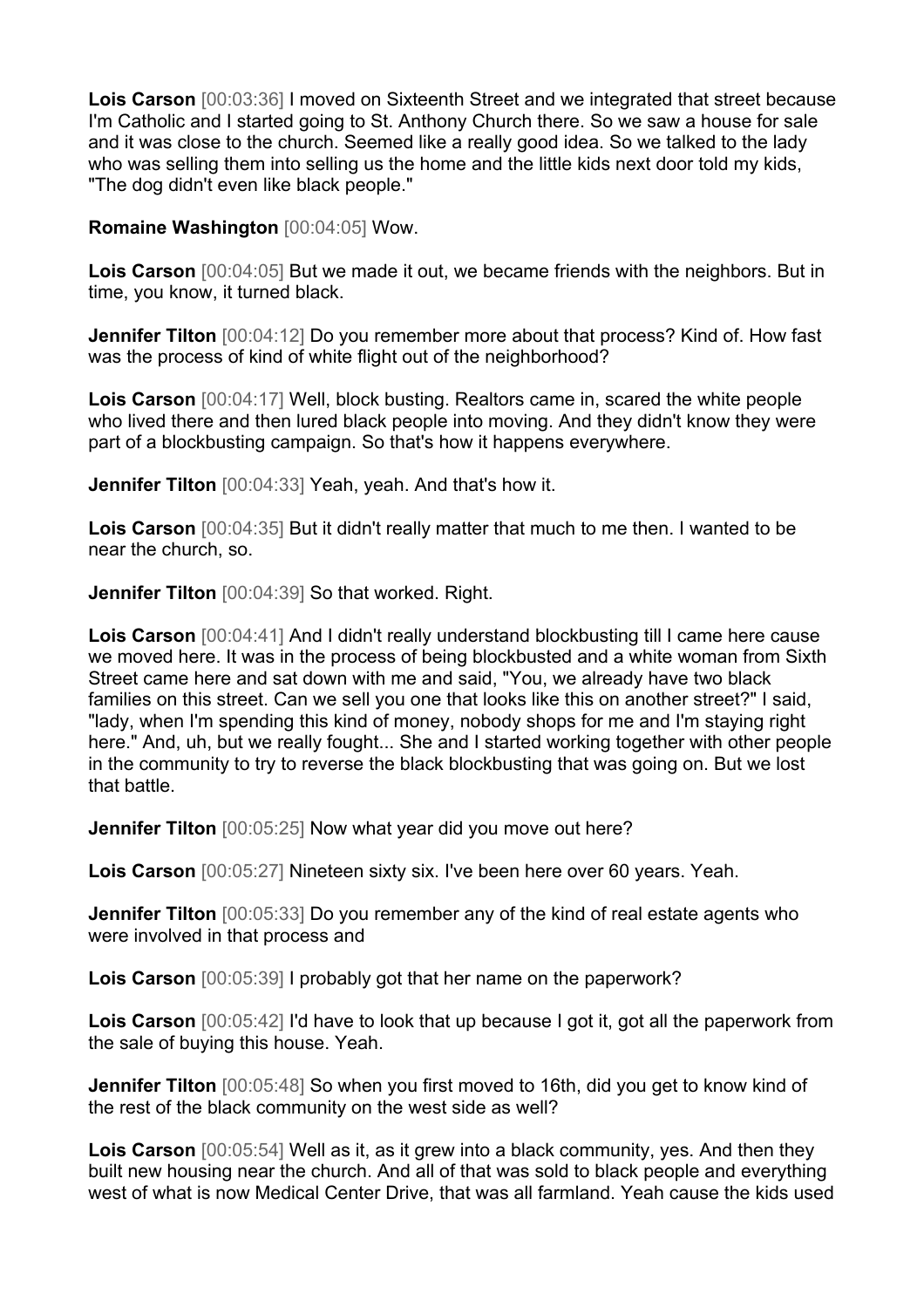**Lois Carson** [00:03:36] I moved on Sixteenth Street and we integrated that street because I'm Catholic and I started going to St. Anthony Church there. So we saw a house for sale and it was close to the church. Seemed like a really good idea. So we talked to the lady who was selling them into selling us the home and the little kids next door told my kids, "The dog didn't even like black people."

**Romaine Washington** [00:04:05] Wow.

**Lois Carson** [00:04:05] But we made it out, we became friends with the neighbors. But in time, you know, it turned black.

**Jennifer Tilton** [00:04:12] Do you remember more about that process? Kind of. How fast was the process of kind of white flight out of the neighborhood?

**Lois Carson** [00:04:17] Well, block busting. Realtors came in, scared the white people who lived there and then lured black people into moving. And they didn't know they were part of a blockbusting campaign. So that's how it happens everywhere.

**Jennifer Tilton** [00:04:33] Yeah, yeah. And that's how it.

**Lois Carson** [00:04:35] But it didn't really matter that much to me then. I wanted to be near the church, so.

**Jennifer Tilton** [00:04:39] So that worked. Right.

**Lois Carson** [00:04:41] And I didn't really understand blockbusting till I came here cause we moved here. It was in the process of being blockbusted and a white woman from Sixth Street came here and sat down with me and said, "You, we already have two black families on this street. Can we sell you one that looks like this on another street?" I said, "lady, when I'm spending this kind of money, nobody shops for me and I'm staying right here." And, uh, but we really fought... She and I started working together with other people in the community to try to reverse the black blockbusting that was going on. But we lost that battle.

**Jennifer Tilton** [00:05:25] Now what year did you move out here?

**Lois Carson** [00:05:27] Nineteen sixty six. I've been here over 60 years. Yeah.

**Jennifer Tilton** [00:05:33] Do you remember any of the kind of real estate agents who were involved in that process and

**Lois Carson** [00:05:39] I probably got that her name on the paperwork?

**Lois Carson** [00:05:42] I'd have to look that up because I got it, got all the paperwork from the sale of buying this house. Yeah.

**Jennifer Tilton** [00:05:48] So when you first moved to 16th, did you get to know kind of the rest of the black community on the west side as well?

**Lois Carson** [00:05:54] Well as it, as it grew into a black community, yes. And then they built new housing near the church. And all of that was sold to black people and everything west of what is now Medical Center Drive, that was all farmland. Yeah cause the kids used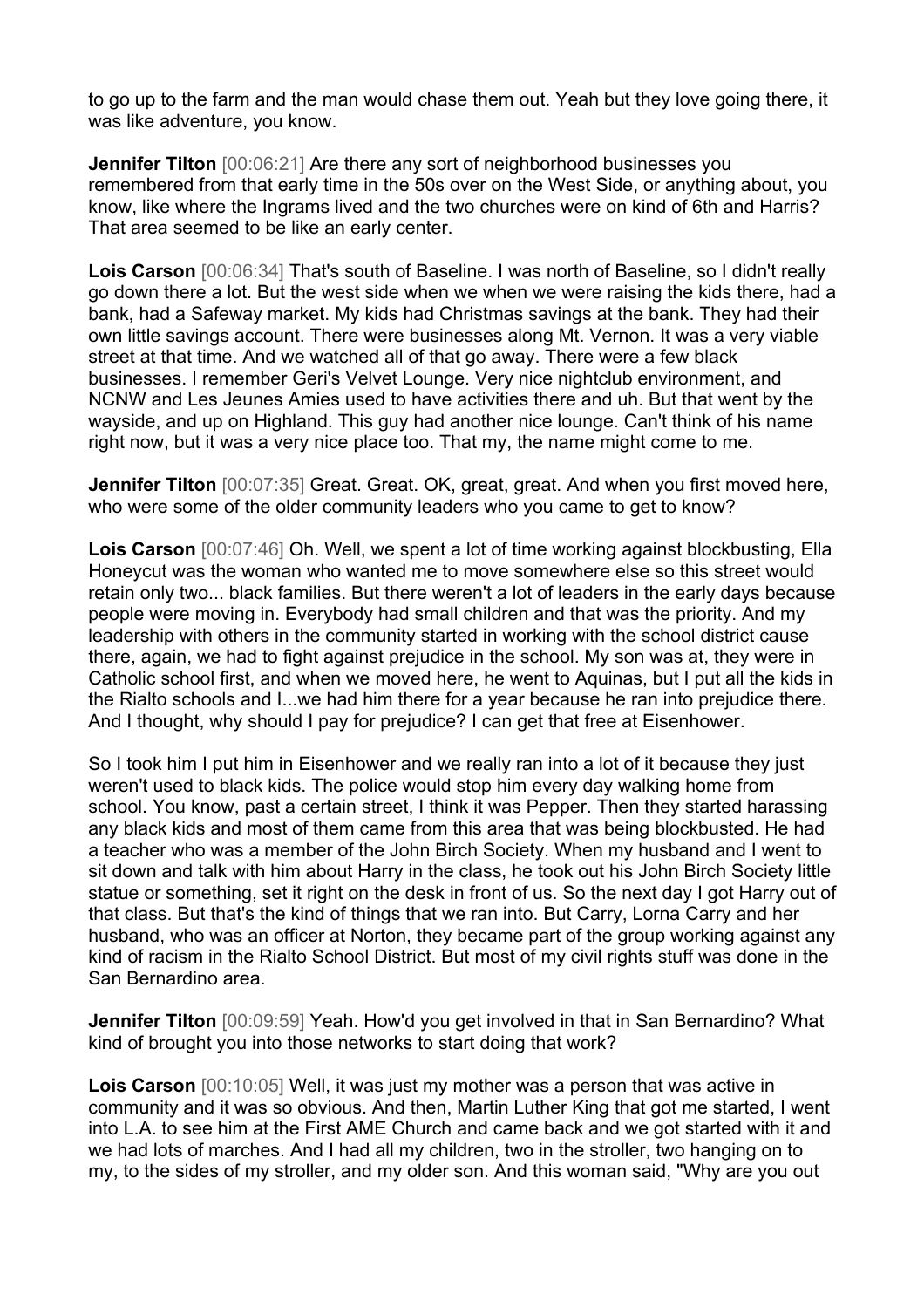to go up to the farm and the man would chase them out. Yeah but they love going there, it was like adventure, you know.

**Jennifer Tilton** [00:06:21] Are there any sort of neighborhood businesses you remembered from that early time in the 50s over on the West Side, or anything about, you know, like where the Ingrams lived and the two churches were on kind of 6th and Harris? That area seemed to be like an early center.

**Lois Carson** [00:06:34] That's south of Baseline. I was north of Baseline, so I didn't really go down there a lot. But the west side when we when we were raising the kids there, had a bank, had a Safeway market. My kids had Christmas savings at the bank. They had their own little savings account. There were businesses along Mt. Vernon. It was a very viable street at that time. And we watched all of that go away. There were a few black businesses. I remember Geri's Velvet Lounge. Very nice nightclub environment, and NCNW and Les Jeunes Amies used to have activities there and uh. But that went by the wayside, and up on Highland. This guy had another nice lounge. Can't think of his name right now, but it was a very nice place too. That my, the name might come to me.

**Jennifer Tilton** [00:07:35] Great. Great. OK, great, great. And when you first moved here, who were some of the older community leaders who you came to get to know?

**Lois Carson** [00:07:46] Oh. Well, we spent a lot of time working against blockbusting, Ella Honeycut was the woman who wanted me to move somewhere else so this street would retain only two... black families. But there weren't a lot of leaders in the early days because people were moving in. Everybody had small children and that was the priority. And my leadership with others in the community started in working with the school district cause there, again, we had to fight against prejudice in the school. My son was at, they were in Catholic school first, and when we moved here, he went to Aquinas, but I put all the kids in the Rialto schools and I...we had him there for a year because he ran into prejudice there. And I thought, why should I pay for prejudice? I can get that free at Eisenhower.

So I took him I put him in Eisenhower and we really ran into a lot of it because they just weren't used to black kids. The police would stop him every day walking home from school. You know, past a certain street, I think it was Pepper. Then they started harassing any black kids and most of them came from this area that was being blockbusted. He had a teacher who was a member of the John Birch Society. When my husband and I went to sit down and talk with him about Harry in the class, he took out his John Birch Society little statue or something, set it right on the desk in front of us. So the next day I got Harry out of that class. But that's the kind of things that we ran into. But Carry, Lorna Carry and her husband, who was an officer at Norton, they became part of the group working against any kind of racism in the Rialto School District. But most of my civil rights stuff was done in the San Bernardino area.

**Jennifer Tilton** [00:09:59] Yeah. How'd you get involved in that in San Bernardino? What kind of brought you into those networks to start doing that work?

**Lois Carson** [00:10:05] Well, it was just my mother was a person that was active in community and it was so obvious. And then, Martin Luther King that got me started, I went into L.A. to see him at the First AME Church and came back and we got started with it and we had lots of marches. And I had all my children, two in the stroller, two hanging on to my, to the sides of my stroller, and my older son. And this woman said, "Why are you out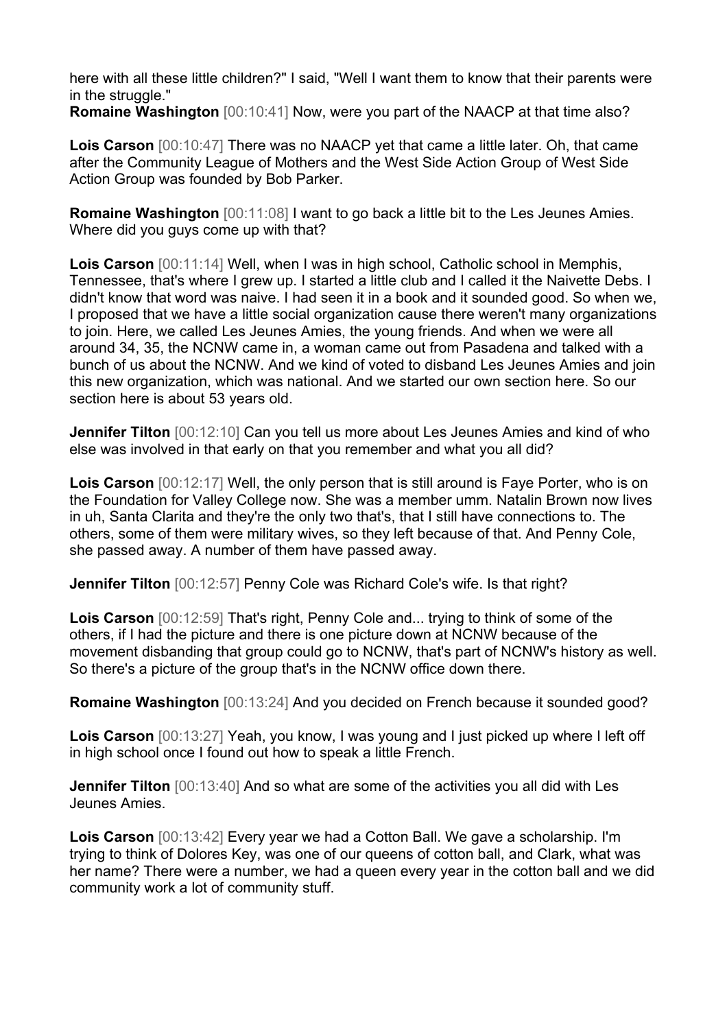here with all these little children?" I said, "Well I want them to know that their parents were in the struggle."

**Romaine Washington** [00:10:41] Now, were you part of the NAACP at that time also?

**Lois Carson** [00:10:47] There was no NAACP yet that came a little later. Oh, that came after the Community League of Mothers and the West Side Action Group of West Side Action Group was founded by Bob Parker.

**Romaine Washington** [00:11:08] I want to go back a little bit to the Les Jeunes Amies. Where did you guys come up with that?

**Lois Carson** [00:11:14] Well, when I was in high school, Catholic school in Memphis, Tennessee, that's where I grew up. I started a little club and I called it the Naivette Debs. I didn't know that word was naive. I had seen it in a book and it sounded good. So when we, I proposed that we have a little social organization cause there weren't many organizations to join. Here, we called Les Jeunes Amies, the young friends. And when we were all around 34, 35, the NCNW came in, a woman came out from Pasadena and talked with a bunch of us about the NCNW. And we kind of voted to disband Les Jeunes Amies and join this new organization, which was national. And we started our own section here. So our section here is about 53 years old.

**Jennifer Tilton** [00:12:10] Can you tell us more about Les Jeunes Amies and kind of who else was involved in that early on that you remember and what you all did?

**Lois Carson** [00:12:17] Well, the only person that is still around is Faye Porter, who is on the Foundation for Valley College now. She was a member umm. Natalin Brown now lives in uh, Santa Clarita and they're the only two that's, that I still have connections to. The others, some of them were military wives, so they left because of that. And Penny Cole, she passed away. A number of them have passed away.

**Jennifer Tilton** [00:12:57] Penny Cole was Richard Cole's wife. Is that right?

**Lois Carson** [00:12:59] That's right, Penny Cole and... trying to think of some of the others, if I had the picture and there is one picture down at NCNW because of the movement disbanding that group could go to NCNW, that's part of NCNW's history as well. So there's a picture of the group that's in the NCNW office down there.

**Romaine Washington** [00:13:24] And you decided on French because it sounded good?

**Lois Carson** [00:13:27] Yeah, you know, I was young and I just picked up where I left off in high school once I found out how to speak a little French.

**Jennifer Tilton** [00:13:40] And so what are some of the activities you all did with Les Jeunes Amies.

**Lois Carson** [00:13:42] Every year we had a Cotton Ball. We gave a scholarship. I'm trying to think of Dolores Key, was one of our queens of cotton ball, and Clark, what was her name? There were a number, we had a queen every year in the cotton ball and we did community work a lot of community stuff.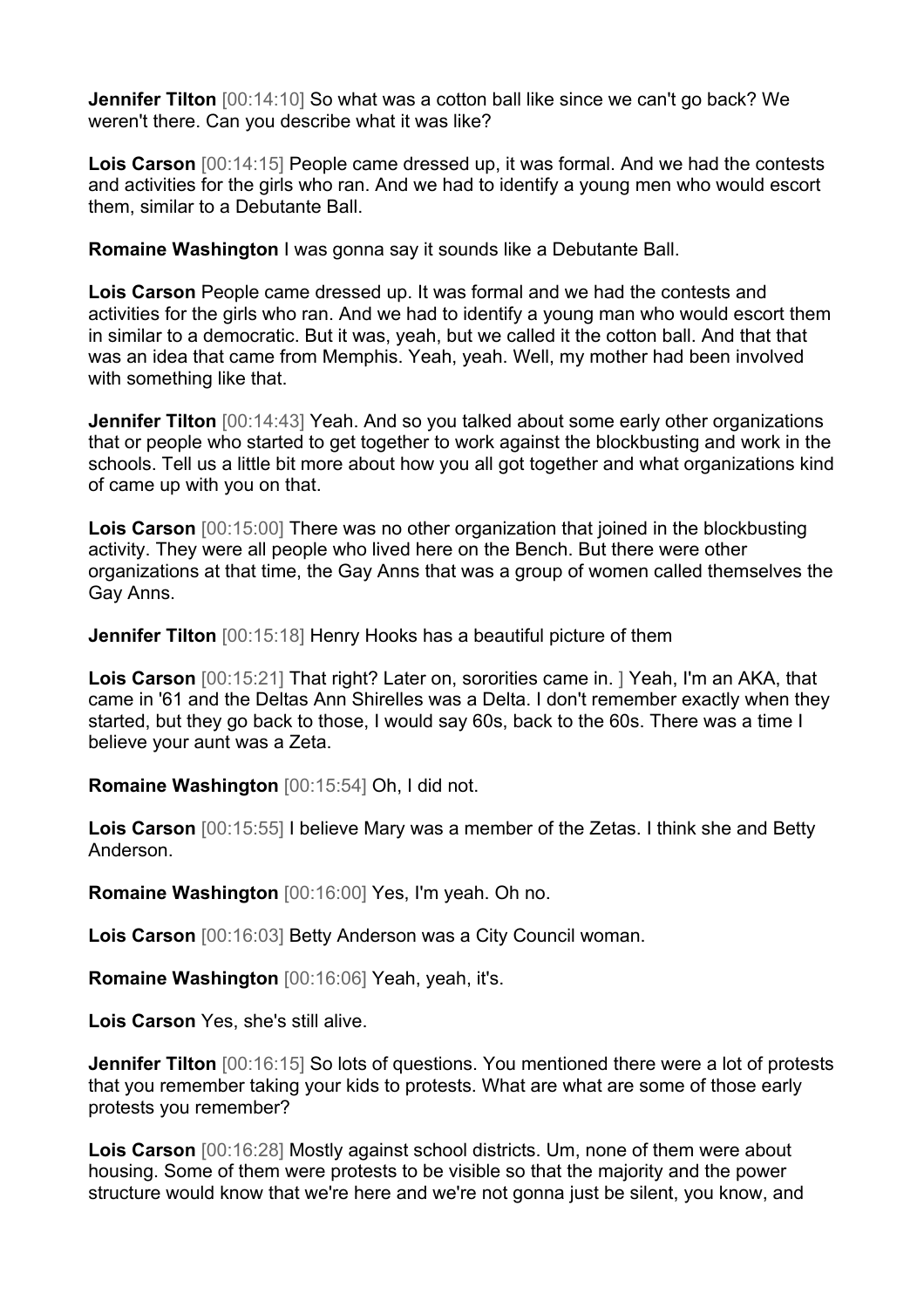**Jennifer Tilton** [00:14:10] So what was a cotton ball like since we can't go back? We weren't there. Can you describe what it was like?

**Lois Carson** [00:14:15] People came dressed up, it was formal. And we had the contests and activities for the girls who ran. And we had to identify a young men who would escort them, similar to a Debutante Ball.

**Romaine Washington** I was gonna say it sounds like a Debutante Ball.

**Lois Carson** People came dressed up. It was formal and we had the contests and activities for the girls who ran. And we had to identify a young man who would escort them in similar to a democratic. But it was, yeah, but we called it the cotton ball. And that that was an idea that came from Memphis. Yeah, yeah. Well, my mother had been involved with something like that.

**Jennifer Tilton** [00:14:43] Yeah. And so you talked about some early other organizations that or people who started to get together to work against the blockbusting and work in the schools. Tell us a little bit more about how you all got together and what organizations kind of came up with you on that.

**Lois Carson** [00:15:00] There was no other organization that joined in the blockbusting activity. They were all people who lived here on the Bench. But there were other organizations at that time, the Gay Anns that was a group of women called themselves the Gay Anns.

**Jennifer Tilton** [00:15:18] Henry Hooks has a beautiful picture of them

**Lois Carson** [00:15:21] That right? Later on, sororities came in. ] Yeah, I'm an AKA, that came in '61 and the Deltas Ann Shirelles was a Delta. I don't remember exactly when they started, but they go back to those, I would say 60s, back to the 60s. There was a time I believe your aunt was a Zeta.

**Romaine Washington** [00:15:54] Oh, I did not.

**Lois Carson** [00:15:55] I believe Mary was a member of the Zetas. I think she and Betty Anderson.

**Romaine Washington** [00:16:00] Yes, I'm yeah. Oh no.

**Lois Carson** [00:16:03] Betty Anderson was a City Council woman.

**Romaine Washington** [00:16:06] Yeah, yeah, it's.

**Lois Carson** Yes, she's still alive.

**Jennifer Tilton** [00:16:15] So lots of questions. You mentioned there were a lot of protests that you remember taking your kids to protests. What are what are some of those early protests you remember?

**Lois Carson** [00:16:28] Mostly against school districts. Um, none of them were about housing. Some of them were protests to be visible so that the majority and the power structure would know that we're here and we're not gonna just be silent, you know, and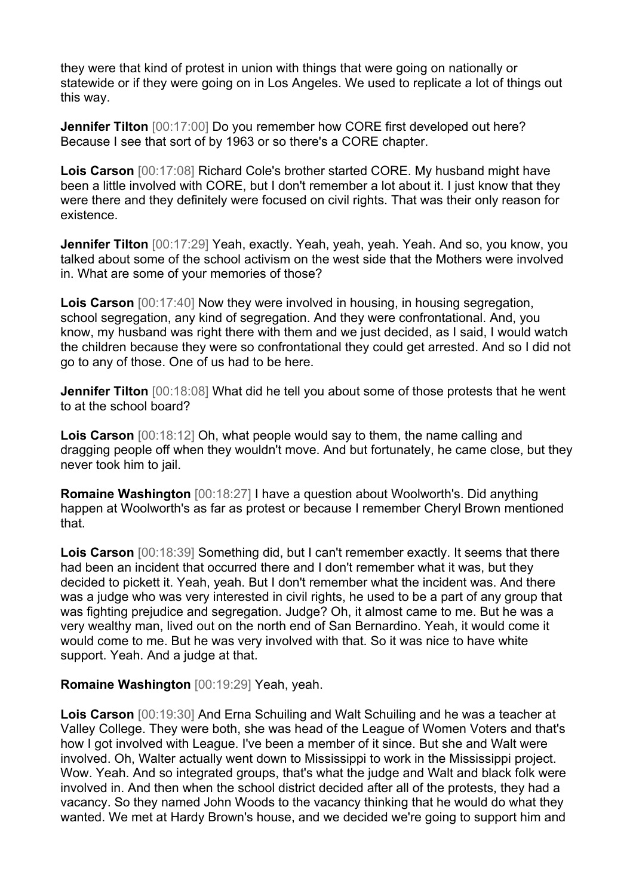they were that kind of protest in union with things that were going on nationally or statewide or if they were going on in Los Angeles. We used to replicate a lot of things out this way.

**Jennifer Tilton** [00:17:00] Do you remember how CORE first developed out here? Because I see that sort of by 1963 or so there's a CORE chapter.

**Lois Carson** [00:17:08] Richard Cole's brother started CORE. My husband might have been a little involved with CORE, but I don't remember a lot about it. I just know that they were there and they definitely were focused on civil rights. That was their only reason for existence.

**Jennifer Tilton** [00:17:29] Yeah, exactly. Yeah, yeah, yeah. Yeah. And so, you know, you talked about some of the school activism on the west side that the Mothers were involved in. What are some of your memories of those?

**Lois Carson** [00:17:40] Now they were involved in housing, in housing segregation, school segregation, any kind of segregation. And they were confrontational. And, you know, my husband was right there with them and we just decided, as I said, I would watch the children because they were so confrontational they could get arrested. And so I did not go to any of those. One of us had to be here.

**Jennifer Tilton** [00:18:08] What did he tell you about some of those protests that he went to at the school board?

**Lois Carson** [00:18:12] Oh, what people would say to them, the name calling and dragging people off when they wouldn't move. And but fortunately, he came close, but they never took him to jail.

**Romaine Washington** [00:18:27] I have a question about Woolworth's. Did anything happen at Woolworth's as far as protest or because I remember Cheryl Brown mentioned that.

**Lois Carson** [00:18:39] Something did, but I can't remember exactly. It seems that there had been an incident that occurred there and I don't remember what it was, but they decided to pickett it. Yeah, yeah. But I don't remember what the incident was. And there was a judge who was very interested in civil rights, he used to be a part of any group that was fighting prejudice and segregation. Judge? Oh, it almost came to me. But he was a very wealthy man, lived out on the north end of San Bernardino. Yeah, it would come it would come to me. But he was very involved with that. So it was nice to have white support. Yeah. And a judge at that.

**Romaine Washington** [00:19:29] Yeah, yeah.

**Lois Carson** [00:19:30] And Erna Schuiling and Walt Schuiling and he was a teacher at Valley College. They were both, she was head of the League of Women Voters and that's how I got involved with League. I've been a member of it since. But she and Walt were involved. Oh, Walter actually went down to Mississippi to work in the Mississippi project. Wow. Yeah. And so integrated groups, that's what the judge and Walt and black folk were involved in. And then when the school district decided after all of the protests, they had a vacancy. So they named John Woods to the vacancy thinking that he would do what they wanted. We met at Hardy Brown's house, and we decided we're going to support him and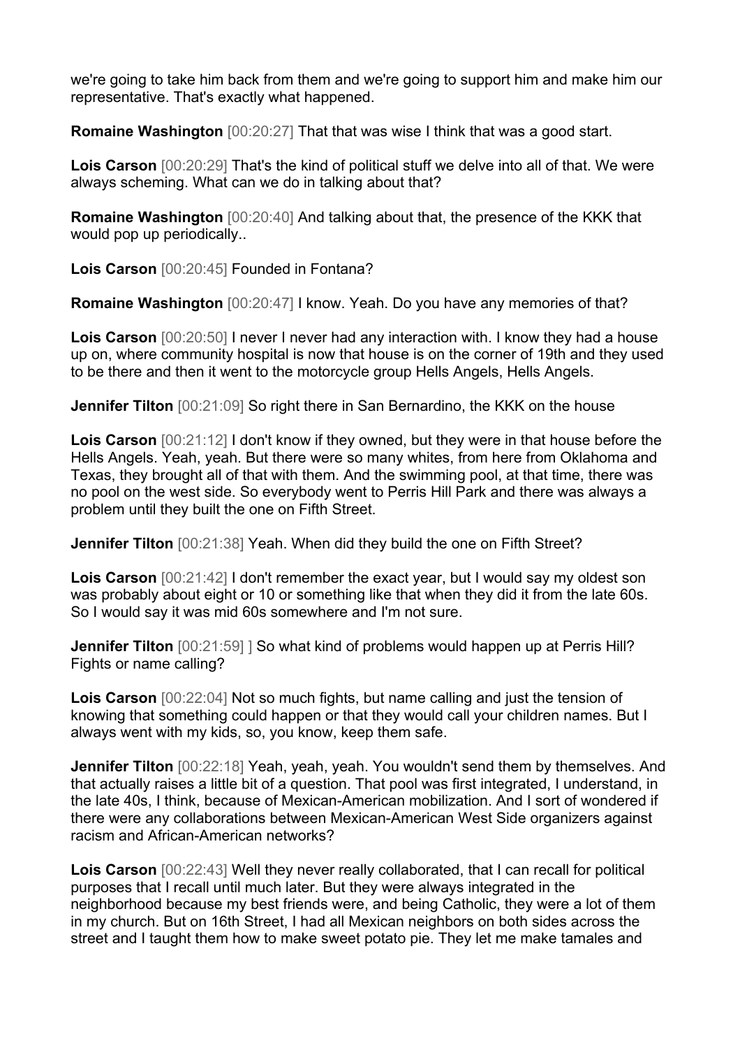we're going to take him back from them and we're going to support him and make him our representative. That's exactly what happened.

**Romaine Washington** [00:20:27] That that was wise I think that was a good start.

**Lois Carson** [00:20:29] That's the kind of political stuff we delve into all of that. We were always scheming. What can we do in talking about that?

**Romaine Washington** [00:20:40] And talking about that, the presence of the KKK that would pop up periodically..

**Lois Carson** [00:20:45] Founded in Fontana?

**Romaine Washington** [00:20:47] I know. Yeah. Do you have any memories of that?

**Lois Carson** [00:20:50] I never I never had any interaction with. I know they had a house up on, where community hospital is now that house is on the corner of 19th and they used to be there and then it went to the motorcycle group Hells Angels, Hells Angels.

**Jennifer Tilton** [00:21:09] So right there in San Bernardino, the KKK on the house

**Lois Carson** [00:21:12] I don't know if they owned, but they were in that house before the Hells Angels. Yeah, yeah. But there were so many whites, from here from Oklahoma and Texas, they brought all of that with them. And the swimming pool, at that time, there was no pool on the west side. So everybody went to Perris Hill Park and there was always a problem until they built the one on Fifth Street.

**Jennifer Tilton** [00:21:38] Yeah. When did they build the one on Fifth Street?

**Lois Carson** [00:21:42] I don't remember the exact year, but I would say my oldest son was probably about eight or 10 or something like that when they did it from the late 60s. So I would say it was mid 60s somewhere and I'm not sure.

**Jennifer Tilton** [00:21:59] ] So what kind of problems would happen up at Perris Hill? Fights or name calling?

**Lois Carson** [00:22:04] Not so much fights, but name calling and just the tension of knowing that something could happen or that they would call your children names. But I always went with my kids, so, you know, keep them safe.

**Jennifer Tilton** [00:22:18] Yeah, yeah, yeah. You wouldn't send them by themselves. And that actually raises a little bit of a question. That pool was first integrated, I understand, in the late 40s, I think, because of Mexican-American mobilization. And I sort of wondered if there were any collaborations between Mexican-American West Side organizers against racism and African-American networks?

**Lois Carson** [00:22:43] Well they never really collaborated, that I can recall for political purposes that I recall until much later. But they were always integrated in the neighborhood because my best friends were, and being Catholic, they were a lot of them in my church. But on 16th Street, I had all Mexican neighbors on both sides across the street and I taught them how to make sweet potato pie. They let me make tamales and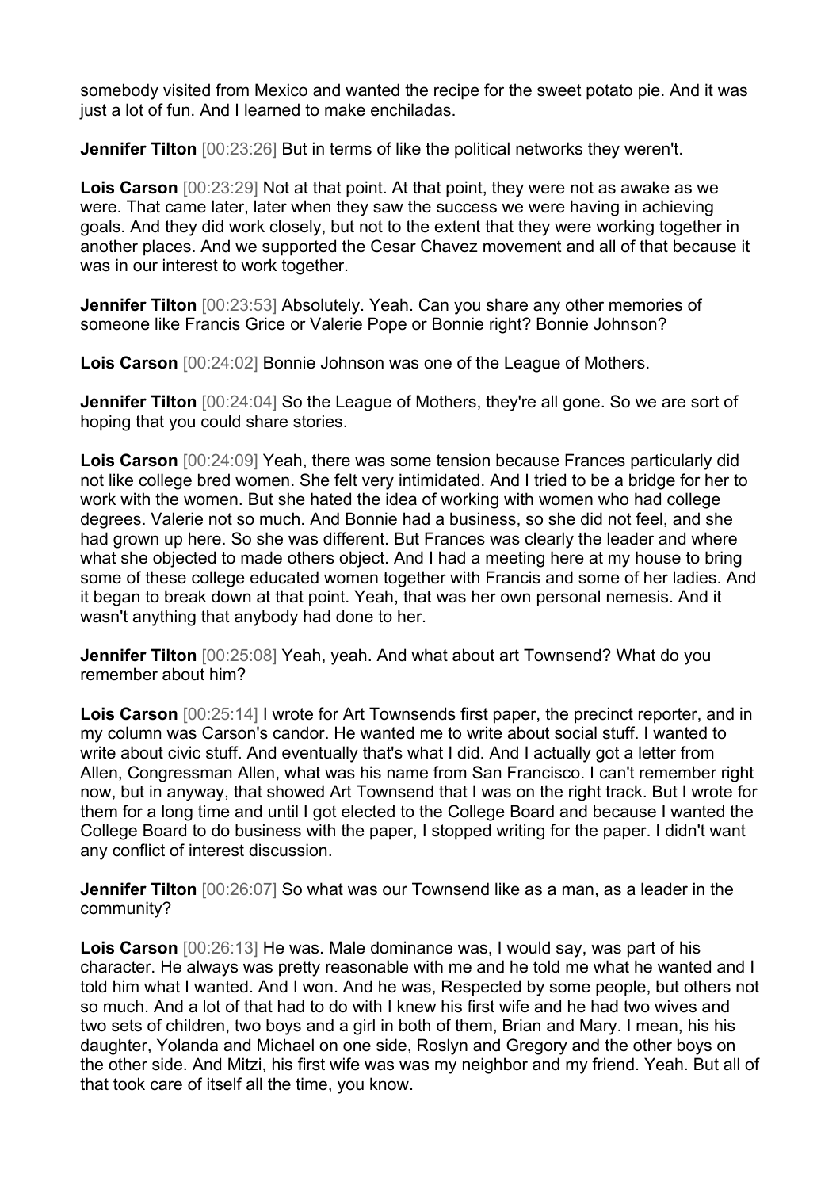somebody visited from Mexico and wanted the recipe for the sweet potato pie. And it was just a lot of fun. And I learned to make enchiladas.

**Jennifer Tilton** [00:23:26] But in terms of like the political networks they weren't.

**Lois Carson** [00:23:29] Not at that point. At that point, they were not as awake as we were. That came later, later when they saw the success we were having in achieving goals. And they did work closely, but not to the extent that they were working together in another places. And we supported the Cesar Chavez movement and all of that because it was in our interest to work together.

**Jennifer Tilton** [00:23:53] Absolutely. Yeah. Can you share any other memories of someone like Francis Grice or Valerie Pope or Bonnie right? Bonnie Johnson?

**Lois Carson** [00:24:02] Bonnie Johnson was one of the League of Mothers.

**Jennifer Tilton** [00:24:04] So the League of Mothers, they're all gone. So we are sort of hoping that you could share stories.

**Lois Carson** [00:24:09] Yeah, there was some tension because Frances particularly did not like college bred women. She felt very intimidated. And I tried to be a bridge for her to work with the women. But she hated the idea of working with women who had college degrees. Valerie not so much. And Bonnie had a business, so she did not feel, and she had grown up here. So she was different. But Frances was clearly the leader and where what she objected to made others object. And I had a meeting here at my house to bring some of these college educated women together with Francis and some of her ladies. And it began to break down at that point. Yeah, that was her own personal nemesis. And it wasn't anything that anybody had done to her.

**Jennifer Tilton** [00:25:08] Yeah, yeah. And what about art Townsend? What do you remember about him?

**Lois Carson** [00:25:14] I wrote for Art Townsends first paper, the precinct reporter, and in my column was Carson's candor. He wanted me to write about social stuff. I wanted to write about civic stuff. And eventually that's what I did. And I actually got a letter from Allen, Congressman Allen, what was his name from San Francisco. I can't remember right now, but in anyway, that showed Art Townsend that I was on the right track. But I wrote for them for a long time and until I got elected to the College Board and because I wanted the College Board to do business with the paper, I stopped writing for the paper. I didn't want any conflict of interest discussion.

**Jennifer Tilton** [00:26:07] So what was our Townsend like as a man, as a leader in the community?

**Lois Carson** [00:26:13] He was. Male dominance was, I would say, was part of his character. He always was pretty reasonable with me and he told me what he wanted and I told him what I wanted. And I won. And he was, Respected by some people, but others not so much. And a lot of that had to do with I knew his first wife and he had two wives and two sets of children, two boys and a girl in both of them, Brian and Mary. I mean, his his daughter, Yolanda and Michael on one side, Roslyn and Gregory and the other boys on the other side. And Mitzi, his first wife was was my neighbor and my friend. Yeah. But all of that took care of itself all the time, you know.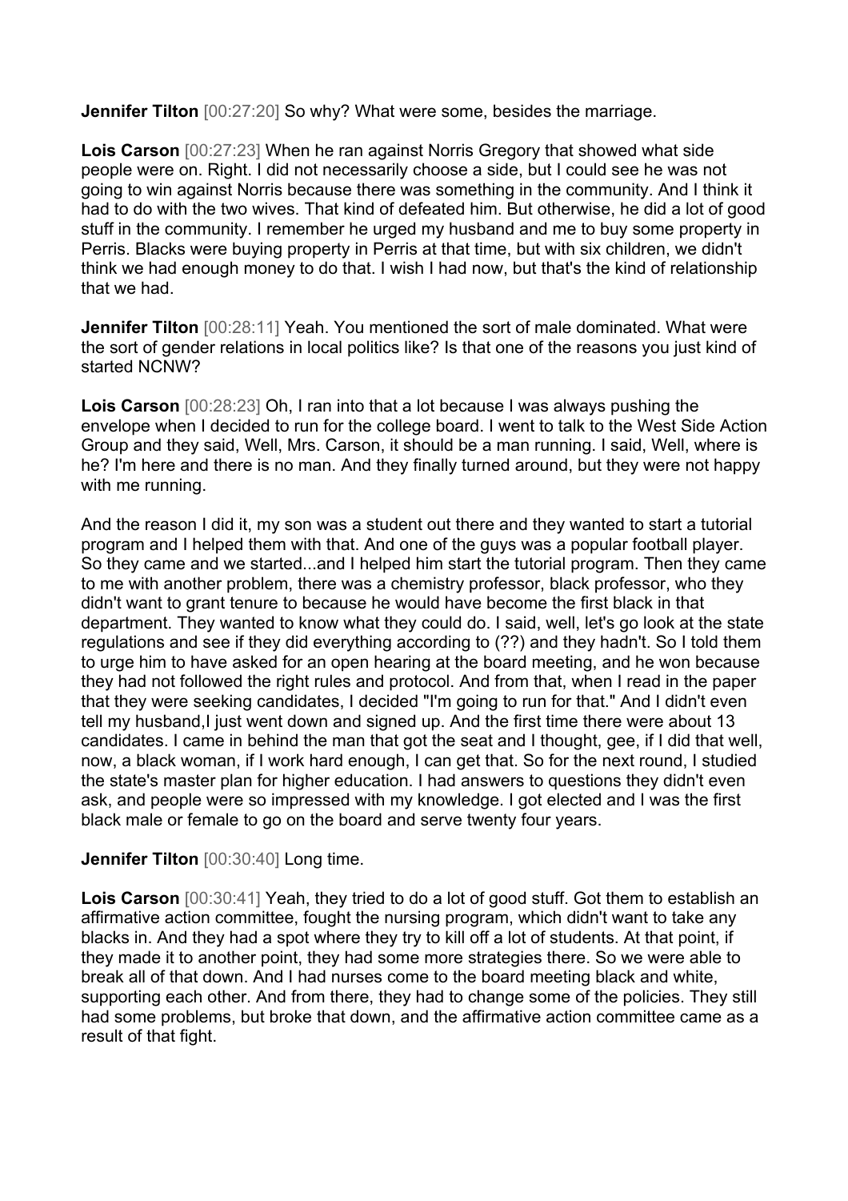**Jennifer Tilton** [00:27:20] So why? What were some, besides the marriage.

**Lois Carson** [00:27:23] When he ran against Norris Gregory that showed what side people were on. Right. I did not necessarily choose a side, but I could see he was not going to win against Norris because there was something in the community. And I think it had to do with the two wives. That kind of defeated him. But otherwise, he did a lot of good stuff in the community. I remember he urged my husband and me to buy some property in Perris. Blacks were buying property in Perris at that time, but with six children, we didn't think we had enough money to do that. I wish I had now, but that's the kind of relationship that we had.

**Jennifer Tilton** [00:28:11] Yeah. You mentioned the sort of male dominated. What were the sort of gender relations in local politics like? Is that one of the reasons you just kind of started NCNW?

**Lois Carson** [00:28:23] Oh, I ran into that a lot because I was always pushing the envelope when I decided to run for the college board. I went to talk to the West Side Action Group and they said, Well, Mrs. Carson, it should be a man running. I said, Well, where is he? I'm here and there is no man. And they finally turned around, but they were not happy with me running.

And the reason I did it, my son was a student out there and they wanted to start a tutorial program and I helped them with that. And one of the guys was a popular football player. So they came and we started...and I helped him start the tutorial program. Then they came to me with another problem, there was a chemistry professor, black professor, who they didn't want to grant tenure to because he would have become the first black in that department. They wanted to know what they could do. I said, well, let's go look at the state regulations and see if they did everything according to (??) and they hadn't. So I told them to urge him to have asked for an open hearing at the board meeting, and he won because they had not followed the right rules and protocol. And from that, when I read in the paper that they were seeking candidates, I decided "I'm going to run for that." And I didn't even tell my husband,I just went down and signed up. And the first time there were about 13 candidates. I came in behind the man that got the seat and I thought, gee, if I did that well, now, a black woman, if I work hard enough, I can get that. So for the next round, I studied the state's master plan for higher education. I had answers to questions they didn't even ask, and people were so impressed with my knowledge. I got elected and I was the first black male or female to go on the board and serve twenty four years.

**Jennifer Tilton** [00:30:40] Long time.

**Lois Carson** [00:30:41] Yeah, they tried to do a lot of good stuff. Got them to establish an affirmative action committee, fought the nursing program, which didn't want to take any blacks in. And they had a spot where they try to kill off a lot of students. At that point, if they made it to another point, they had some more strategies there. So we were able to break all of that down. And I had nurses come to the board meeting black and white, supporting each other. And from there, they had to change some of the policies. They still had some problems, but broke that down, and the affirmative action committee came as a result of that fight.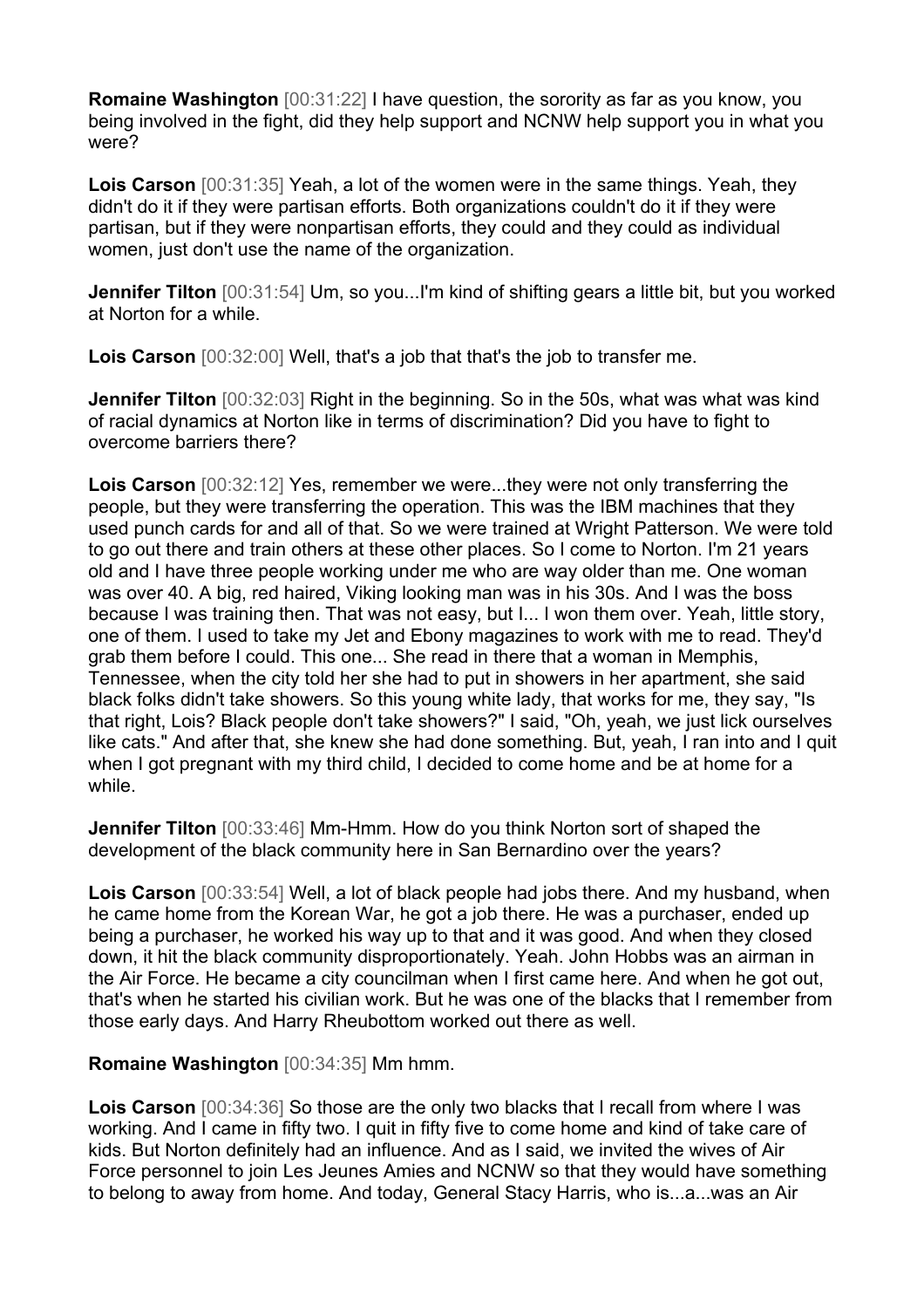**Romaine Washington** [00:31:22] I have question, the sorority as far as you know, you being involved in the fight, did they help support and NCNW help support you in what you were?

**Lois Carson** [00:31:35] Yeah, a lot of the women were in the same things. Yeah, they didn't do it if they were partisan efforts. Both organizations couldn't do it if they were partisan, but if they were nonpartisan efforts, they could and they could as individual women, just don't use the name of the organization.

**Jennifer Tilton** [00:31:54] Um, so you...I'm kind of shifting gears a little bit, but you worked at Norton for a while.

**Lois Carson** [00:32:00] Well, that's a job that that's the job to transfer me.

**Jennifer Tilton** [00:32:03] Right in the beginning. So in the 50s, what was what was kind of racial dynamics at Norton like in terms of discrimination? Did you have to fight to overcome barriers there?

**Lois Carson** [00:32:12] Yes, remember we were...they were not only transferring the people, but they were transferring the operation. This was the IBM machines that they used punch cards for and all of that. So we were trained at Wright Patterson. We were told to go out there and train others at these other places. So I come to Norton. I'm 21 years old and I have three people working under me who are way older than me. One woman was over 40. A big, red haired, Viking looking man was in his 30s. And I was the boss because I was training then. That was not easy, but I... I won them over. Yeah, little story, one of them. I used to take my Jet and Ebony magazines to work with me to read. They'd grab them before I could. This one... She read in there that a woman in Memphis, Tennessee, when the city told her she had to put in showers in her apartment, she said black folks didn't take showers. So this young white lady, that works for me, they say, "Is that right, Lois? Black people don't take showers?" I said, "Oh, yeah, we just lick ourselves like cats." And after that, she knew she had done something. But, yeah, I ran into and I quit when I got pregnant with my third child, I decided to come home and be at home for a while.

**Jennifer Tilton** [00:33:46] Mm-Hmm. How do you think Norton sort of shaped the development of the black community here in San Bernardino over the years?

**Lois Carson** [00:33:54] Well, a lot of black people had jobs there. And my husband, when he came home from the Korean War, he got a job there. He was a purchaser, ended up being a purchaser, he worked his way up to that and it was good. And when they closed down, it hit the black community disproportionately. Yeah. John Hobbs was an airman in the Air Force. He became a city councilman when I first came here. And when he got out, that's when he started his civilian work. But he was one of the blacks that I remember from those early days. And Harry Rheubottom worked out there as well.

**Romaine Washington** [00:34:35] Mm hmm.

**Lois Carson** [00:34:36] So those are the only two blacks that I recall from where I was working. And I came in fifty two. I quit in fifty five to come home and kind of take care of kids. But Norton definitely had an influence. And as I said, we invited the wives of Air Force personnel to join Les Jeunes Amies and NCNW so that they would have something to belong to away from home. And today, General Stacy Harris, who is...a...was an Air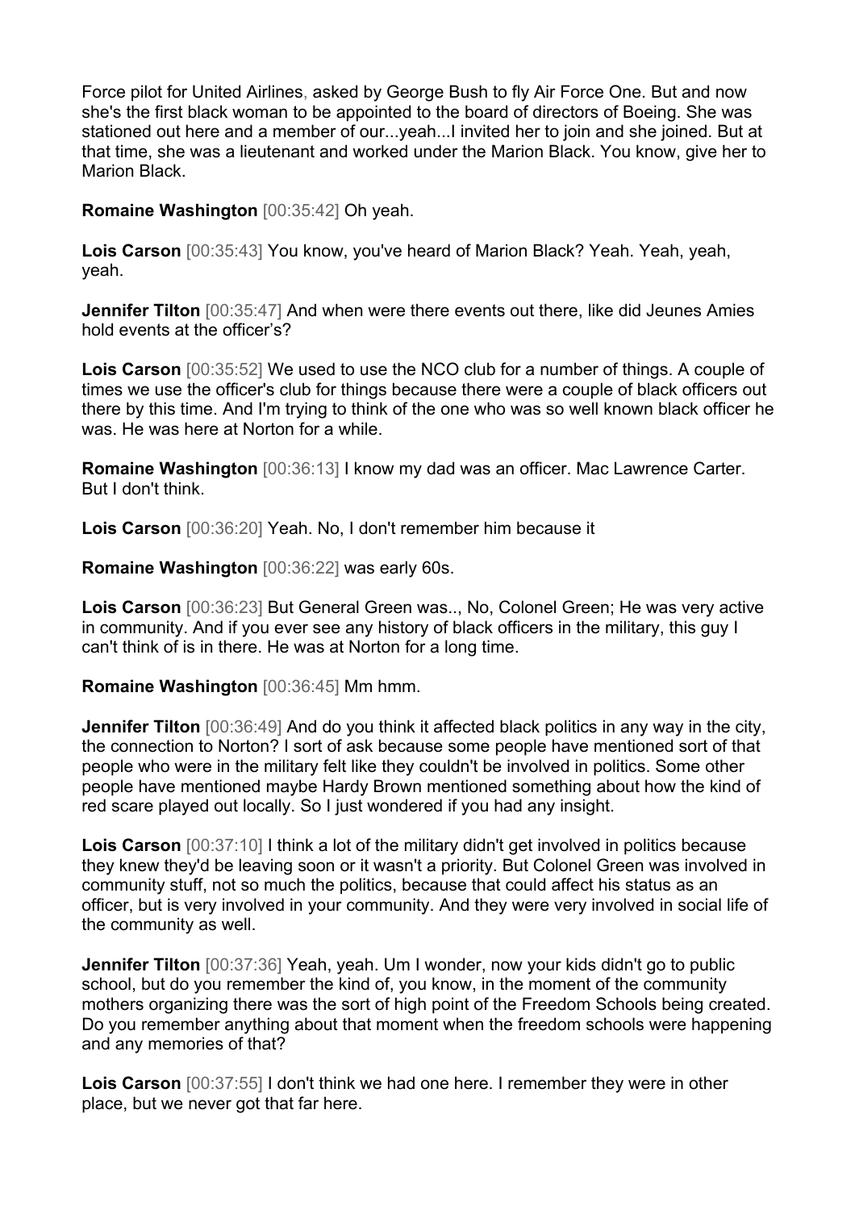Force pilot for United Airlines, asked by George Bush to fly Air Force One. But and now she's the first black woman to be appointed to the board of directors of Boeing. She was stationed out here and a member of our...yeah...I invited her to join and she joined. But at that time, she was a lieutenant and worked under the Marion Black. You know, give her to Marion Black.

**Romaine Washington** [00:35:42] Oh yeah.

**Lois Carson** [00:35:43] You know, you've heard of Marion Black? Yeah. Yeah, yeah, yeah.

**Jennifer Tilton** [00:35:47] And when were there events out there, like did Jeunes Amies hold events at the officer's?

**Lois Carson** [00:35:52] We used to use the NCO club for a number of things. A couple of times we use the officer's club for things because there were a couple of black officers out there by this time. And I'm trying to think of the one who was so well known black officer he was. He was here at Norton for a while.

**Romaine Washington** [00:36:13] I know my dad was an officer. Mac Lawrence Carter. But I don't think.

**Lois Carson** [00:36:20] Yeah. No, I don't remember him because it

**Romaine Washington** [00:36:22] was early 60s.

**Lois Carson** [00:36:23] But General Green was.., No, Colonel Green; He was very active in community. And if you ever see any history of black officers in the military, this guy I can't think of is in there. He was at Norton for a long time.

**Romaine Washington** [00:36:45] Mm hmm.

**Jennifer Tilton** [00:36:49] And do you think it affected black politics in any way in the city, the connection to Norton? I sort of ask because some people have mentioned sort of that people who were in the military felt like they couldn't be involved in politics. Some other people have mentioned maybe Hardy Brown mentioned something about how the kind of red scare played out locally. So I just wondered if you had any insight.

**Lois Carson** [00:37:10] I think a lot of the military didn't get involved in politics because they knew they'd be leaving soon or it wasn't a priority. But Colonel Green was involved in community stuff, not so much the politics, because that could affect his status as an officer, but is very involved in your community. And they were very involved in social life of the community as well.

**Jennifer Tilton** [00:37:36] Yeah, yeah. Um I wonder, now your kids didn't go to public school, but do you remember the kind of, you know, in the moment of the community mothers organizing there was the sort of high point of the Freedom Schools being created. Do you remember anything about that moment when the freedom schools were happening and any memories of that?

**Lois Carson** [00:37:55] I don't think we had one here. I remember they were in other place, but we never got that far here.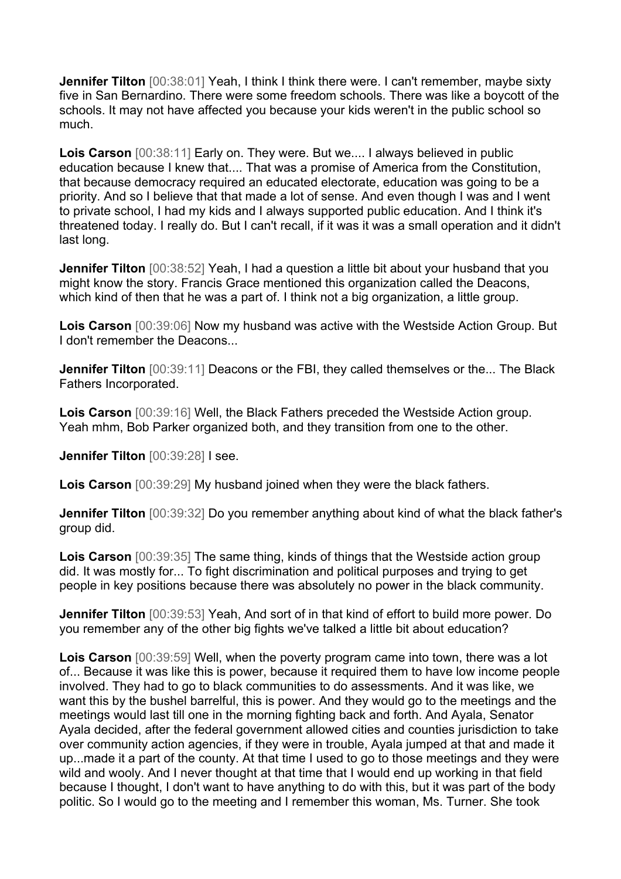**Jennifer Tilton** [00:38:01] Yeah, I think I think there were. I can't remember, maybe sixty five in San Bernardino. There were some freedom schools. There was like a boycott of the schools. It may not have affected you because your kids weren't in the public school so much.

**Lois Carson** [00:38:11] Early on. They were. But we.... I always believed in public education because I knew that.... That was a promise of America from the Constitution, that because democracy required an educated electorate, education was going to be a priority. And so I believe that that made a lot of sense. And even though I was and I went to private school, I had my kids and I always supported public education. And I think it's threatened today. I really do. But I can't recall, if it was it was a small operation and it didn't last long.

**Jennifer Tilton** [00:38:52] Yeah, I had a question a little bit about your husband that you might know the story. Francis Grace mentioned this organization called the Deacons, which kind of then that he was a part of. I think not a big organization, a little group.

**Lois Carson** [00:39:06] Now my husband was active with the Westside Action Group. But I don't remember the Deacons...

**Jennifer Tilton** [00:39:11] Deacons or the FBI, they called themselves or the... The Black Fathers Incorporated.

**Lois Carson** [00:39:16] Well, the Black Fathers preceded the Westside Action group. Yeah mhm, Bob Parker organized both, and they transition from one to the other.

**Jennifer Tilton** [00:39:28] I see.

**Lois Carson** [00:39:29] My husband joined when they were the black fathers.

**Jennifer Tilton** [00:39:32] Do you remember anything about kind of what the black father's group did.

**Lois Carson** [00:39:35] The same thing, kinds of things that the Westside action group did. It was mostly for... To fight discrimination and political purposes and trying to get people in key positions because there was absolutely no power in the black community.

**Jennifer Tilton** [00:39:53] Yeah, And sort of in that kind of effort to build more power. Do you remember any of the other big fights we've talked a little bit about education?

**Lois Carson** [00:39:59] Well, when the poverty program came into town, there was a lot of... Because it was like this is power, because it required them to have low income people involved. They had to go to black communities to do assessments. And it was like, we want this by the bushel barrelful, this is power. And they would go to the meetings and the meetings would last till one in the morning fighting back and forth. And Ayala, Senator Ayala decided, after the federal government allowed cities and counties jurisdiction to take over community action agencies, if they were in trouble, Ayala jumped at that and made it up...made it a part of the county. At that time I used to go to those meetings and they were wild and wooly. And I never thought at that time that I would end up working in that field because I thought, I don't want to have anything to do with this, but it was part of the body politic. So I would go to the meeting and I remember this woman, Ms. Turner. She took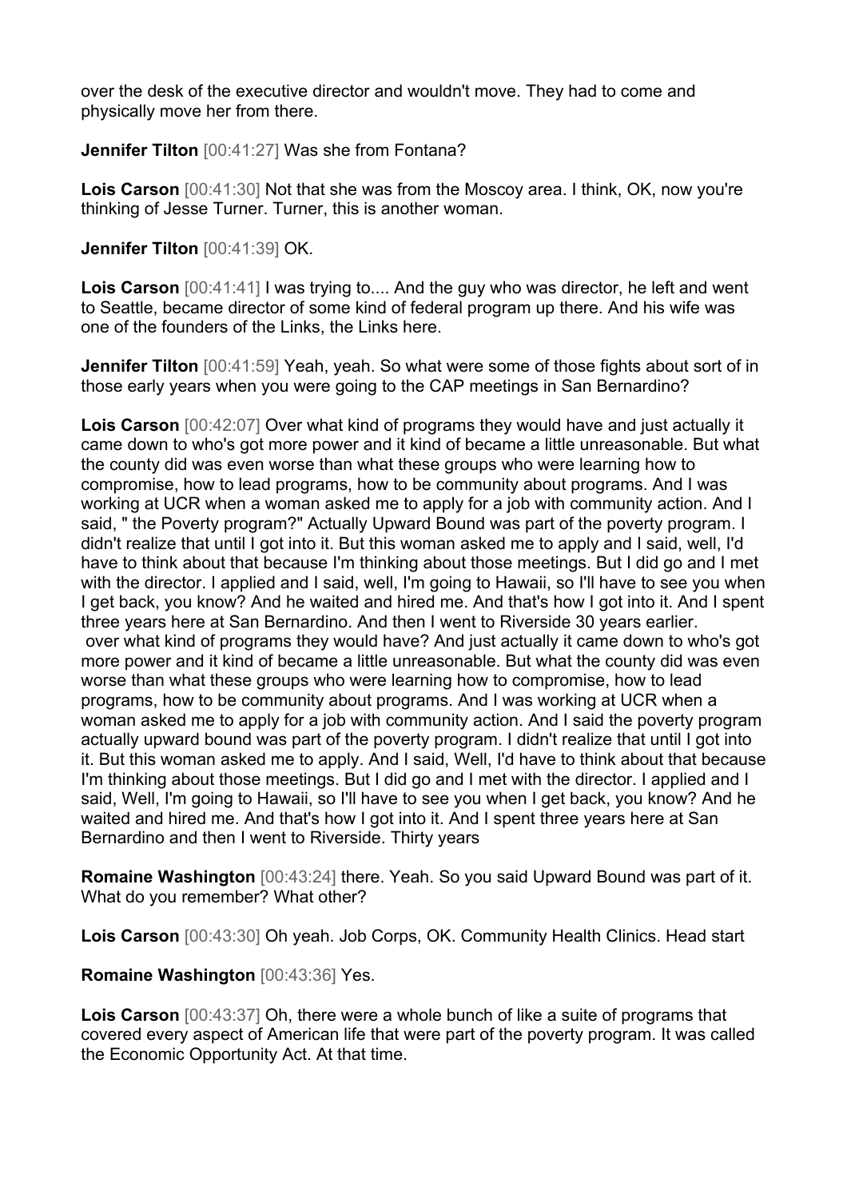over the desk of the executive director and wouldn't move. They had to come and physically move her from there.

**Jennifer Tilton** [00:41:27] Was she from Fontana?

**Lois Carson** [00:41:30] Not that she was from the Moscoy area. I think, OK, now you're thinking of Jesse Turner. Turner, this is another woman.

**Jennifer Tilton** [00:41:39] OK.

**Lois Carson** [00:41:41] I was trying to.... And the guy who was director, he left and went to Seattle, became director of some kind of federal program up there. And his wife was one of the founders of the Links, the Links here.

**Jennifer Tilton** [00:41:59] Yeah, yeah. So what were some of those fights about sort of in those early years when you were going to the CAP meetings in San Bernardino?

**Lois Carson** [00:42:07] Over what kind of programs they would have and just actually it came down to who's got more power and it kind of became a little unreasonable. But what the county did was even worse than what these groups who were learning how to compromise, how to lead programs, how to be community about programs. And I was working at UCR when a woman asked me to apply for a job with community action. And I said, " the Poverty program?" Actually Upward Bound was part of the poverty program. I didn't realize that until I got into it. But this woman asked me to apply and I said, well, I'd have to think about that because I'm thinking about those meetings. But I did go and I met with the director. I applied and I said, well, I'm going to Hawaii, so I'll have to see you when I get back, you know? And he waited and hired me. And that's how I got into it. And I spent three years here at San Bernardino. And then I went to Riverside 30 years earlier.
over what kind of programs they would have? And just actually it came down to who's got more power and it kind of became a little unreasonable. But what the county did was even worse than what these groups who were learning how to compromise, how to lead programs, how to be community about programs. And I was working at UCR when a woman asked me to apply for a job with community action. And I said the poverty program actually upward bound was part of the poverty program. I didn't realize that until I got into it. But this woman asked me to apply. And I said, Well, I'd have to think about that because I'm thinking about those meetings. But I did go and I met with the director. I applied and I said, Well, I'm going to Hawaii, so I'll have to see you when I get back, you know? And he waited and hired me. And that's how I got into it. And I spent three years here at San Bernardino and then I went to Riverside. Thirty years

**Romaine Washington** [00:43:24] there. Yeah. So you said Upward Bound was part of it. What do you remember? What other?

**Lois Carson** [00:43:30] Oh yeah. Job Corps, OK. Community Health Clinics. Head start

**Romaine Washington** [00:43:36] Yes.

**Lois Carson** [00:43:37] Oh, there were a whole bunch of like a suite of programs that covered every aspect of American life that were part of the poverty program. It was called the Economic Opportunity Act. At that time.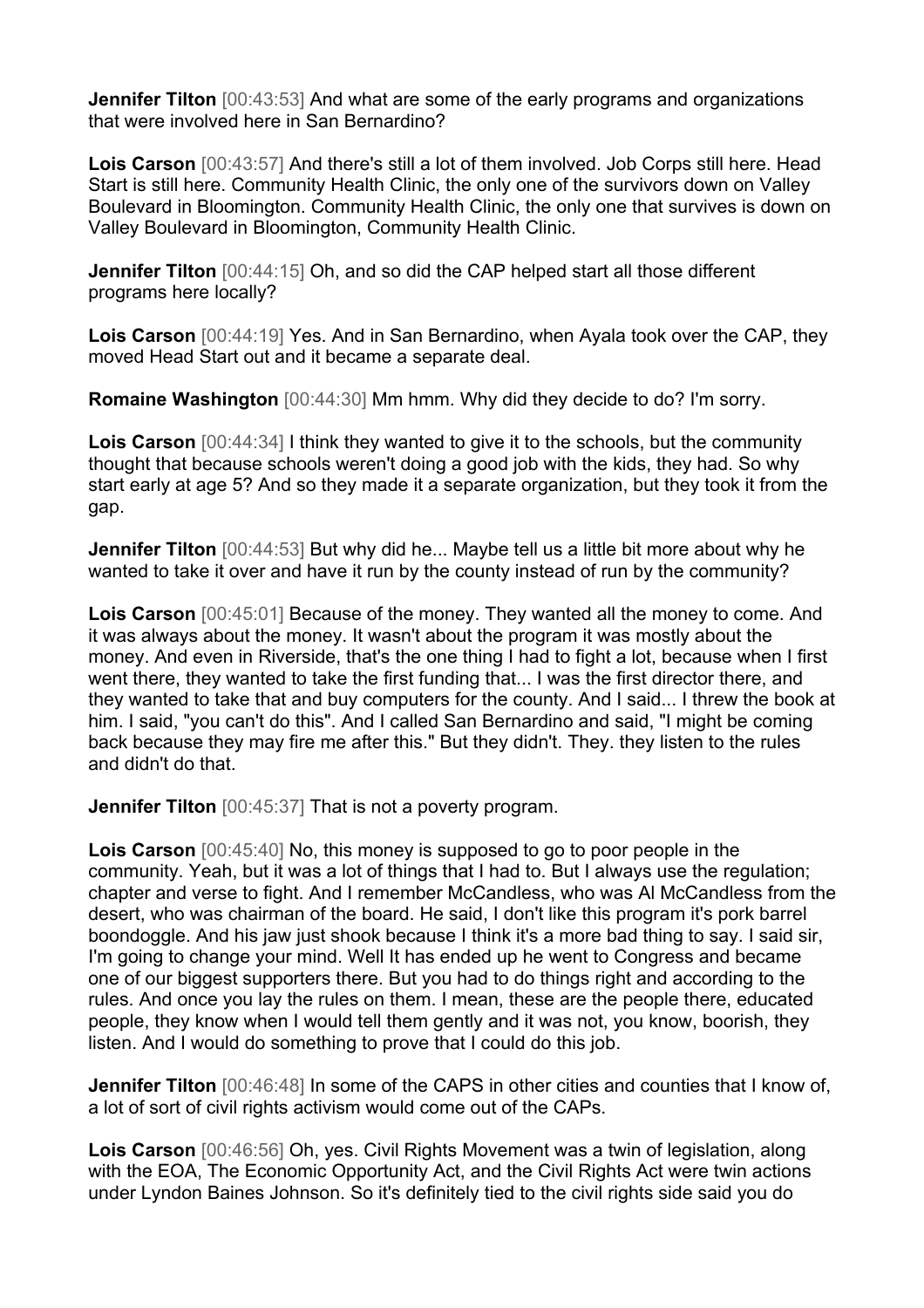**Jennifer Tilton** [00:43:53] And what are some of the early programs and organizations that were involved here in San Bernardino?

**Lois Carson** [00:43:57] And there's still a lot of them involved. Job Corps still here. Head Start is still here. Community Health Clinic, the only one of the survivors down on Valley Boulevard in Bloomington. Community Health Clinic, the only one that survives is down on Valley Boulevard in Bloomington, Community Health Clinic.

**Jennifer Tilton** [00:44:15] Oh, and so did the CAP helped start all those different programs here locally?

**Lois Carson** [00:44:19] Yes. And in San Bernardino, when Ayala took over the CAP, they moved Head Start out and it became a separate deal.

**Romaine Washington** [00:44:30] Mm hmm. Why did they decide to do? I'm sorry.

**Lois Carson** [00:44:34] I think they wanted to give it to the schools, but the community thought that because schools weren't doing a good job with the kids, they had. So why start early at age 5? And so they made it a separate organization, but they took it from the gap.

**Jennifer Tilton** [00:44:53] But why did he... Maybe tell us a little bit more about why he wanted to take it over and have it run by the county instead of run by the community?

**Lois Carson** [00:45:01] Because of the money. They wanted all the money to come. And it was always about the money. It wasn't about the program it was mostly about the money. And even in Riverside, that's the one thing I had to fight a lot, because when I first went there, they wanted to take the first funding that... I was the first director there, and they wanted to take that and buy computers for the county. And I said... I threw the book at him. I said, "you can't do this". And I called San Bernardino and said, "I might be coming back because they may fire me after this." But they didn't. They. they listen to the rules and didn't do that.

**Jennifer Tilton** [00:45:37] That is not a poverty program.

**Lois Carson** [00:45:40] No, this money is supposed to go to poor people in the community. Yeah, but it was a lot of things that I had to. But I always use the regulation; chapter and verse to fight. And I remember McCandless, who was Al McCandless from the desert, who was chairman of the board. He said, I don't like this program it's pork barrel boondoggle. And his jaw just shook because I think it's a more bad thing to say. I said sir, I'm going to change your mind. Well It has ended up he went to Congress and became one of our biggest supporters there. But you had to do things right and according to the rules. And once you lay the rules on them. I mean, these are the people there, educated people, they know when I would tell them gently and it was not, you know, boorish, they listen. And I would do something to prove that I could do this job.

**Jennifer Tilton** [00:46:48] In some of the CAPS in other cities and counties that I know of, a lot of sort of civil rights activism would come out of the CAPs.

**Lois Carson** [00:46:56] Oh, yes. Civil Rights Movement was a twin of legislation, along with the EOA, The Economic Opportunity Act, and the Civil Rights Act were twin actions under Lyndon Baines Johnson. So it's definitely tied to the civil rights side said you do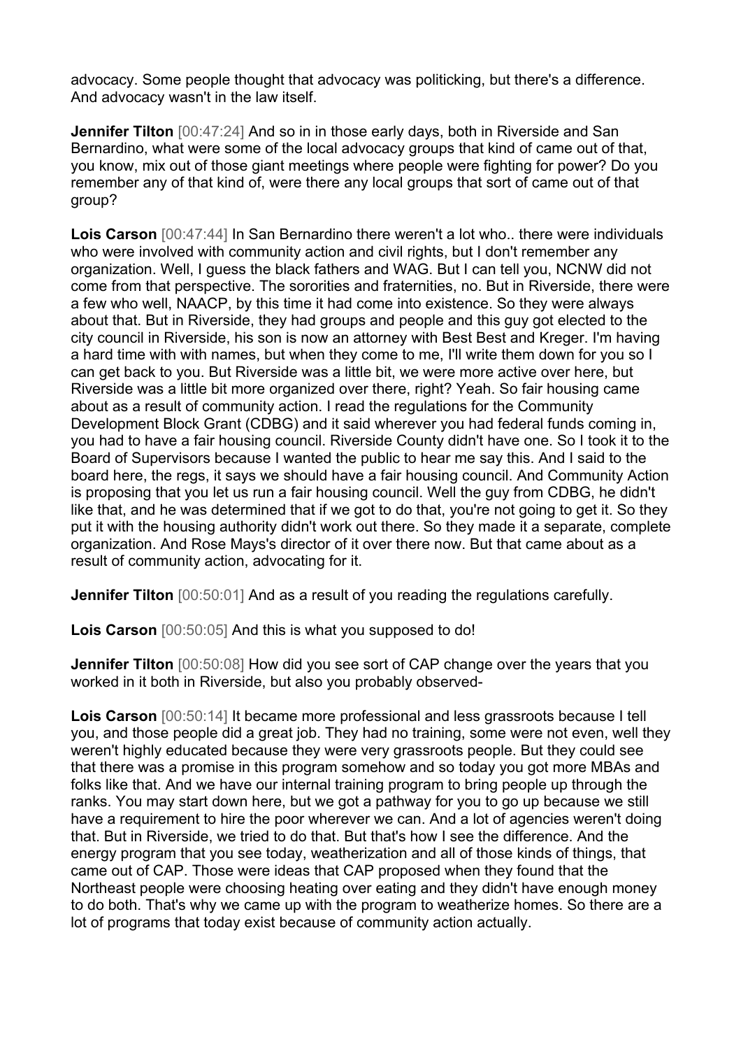advocacy. Some people thought that advocacy was politicking, but there's a difference. And advocacy wasn't in the law itself.

**Jennifer Tilton** [00:47:24] And so in in those early days, both in Riverside and San Bernardino, what were some of the local advocacy groups that kind of came out of that, you know, mix out of those giant meetings where people were fighting for power? Do you remember any of that kind of, were there any local groups that sort of came out of that group?

**Lois Carson** [00:47:44] In San Bernardino there weren't a lot who.. there were individuals who were involved with community action and civil rights, but I don't remember any organization. Well, I guess the black fathers and WAG. But I can tell you, NCNW did not come from that perspective. The sororities and fraternities, no. But in Riverside, there were a few who well, NAACP, by this time it had come into existence. So they were always about that. But in Riverside, they had groups and people and this guy got elected to the city council in Riverside, his son is now an attorney with Best Best and Kreger. I'm having a hard time with with names, but when they come to me, I'll write them down for you so I can get back to you. But Riverside was a little bit, we were more active over here, but Riverside was a little bit more organized over there, right? Yeah. So fair housing came about as a result of community action. I read the regulations for the Community Development Block Grant (CDBG) and it said wherever you had federal funds coming in, you had to have a fair housing council. Riverside County didn't have one. So I took it to the Board of Supervisors because I wanted the public to hear me say this. And I said to the board here, the regs, it says we should have a fair housing council. And Community Action is proposing that you let us run a fair housing council. Well the guy from CDBG, he didn't like that, and he was determined that if we got to do that, you're not going to get it. So they put it with the housing authority didn't work out there. So they made it a separate, complete organization. And Rose Mays's director of it over there now. But that came about as a result of community action, advocating for it.

**Jennifer Tilton** [00:50:01] And as a result of you reading the regulations carefully.

**Lois Carson** [00:50:05] And this is what you supposed to do!

**Jennifer Tilton** [00:50:08] How did you see sort of CAP change over the years that you worked in it both in Riverside, but also you probably observed-

**Lois Carson** [00:50:14] It became more professional and less grassroots because I tell you, and those people did a great job. They had no training, some were not even, well they weren't highly educated because they were very grassroots people. But they could see that there was a promise in this program somehow and so today you got more MBAs and folks like that. And we have our internal training program to bring people up through the ranks. You may start down here, but we got a pathway for you to go up because we still have a requirement to hire the poor wherever we can. And a lot of agencies weren't doing that. But in Riverside, we tried to do that. But that's how I see the difference. And the energy program that you see today, weatherization and all of those kinds of things, that came out of CAP. Those were ideas that CAP proposed when they found that the Northeast people were choosing heating over eating and they didn't have enough money to do both. That's why we came up with the program to weatherize homes. So there are a lot of programs that today exist because of community action actually.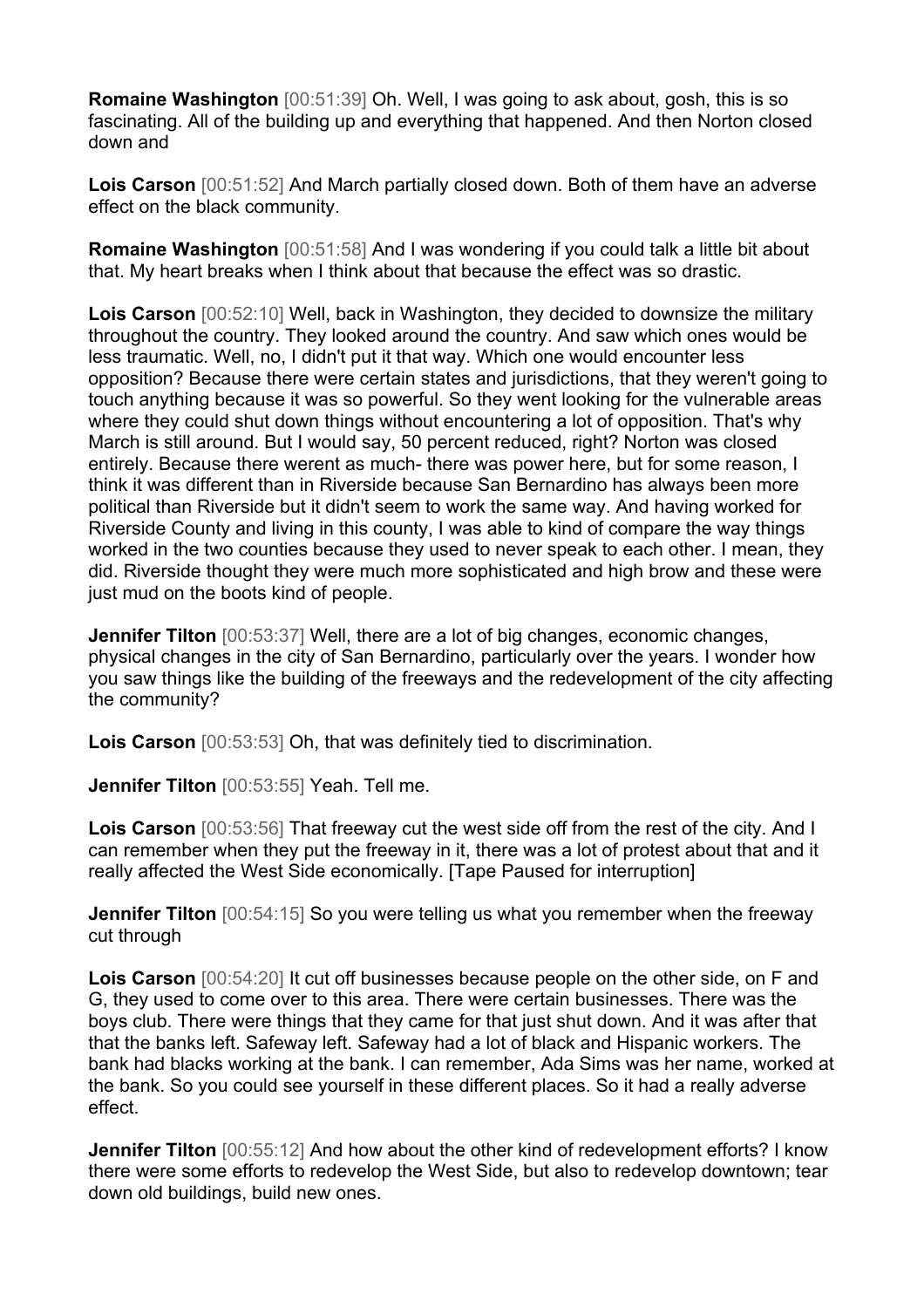**Romaine Washington** [00:51:39] Oh. Well, I was going to ask about, gosh, this is so fascinating. All of the building up and everything that happened. And then Norton closed down and

**Lois Carson** [00:51:52] And March partially closed down. Both of them have an adverse effect on the black community.

**Romaine Washington** [00:51:58] And I was wondering if you could talk a little bit about that. My heart breaks when I think about that because the effect was so drastic.

**Lois Carson** [00:52:10] Well, back in Washington, they decided to downsize the military throughout the country. They looked around the country. And saw which ones would be less traumatic. Well, no, I didn't put it that way. Which one would encounter less opposition? Because there were certain states and jurisdictions, that they weren't going to touch anything because it was so powerful. So they went looking for the vulnerable areas where they could shut down things without encountering a lot of opposition. That's why March is still around. But I would say, 50 percent reduced, right? Norton was closed entirely. Because there werent as much- there was power here, but for some reason, I think it was different than in Riverside because San Bernardino has always been more political than Riverside but it didn't seem to work the same way. And having worked for Riverside County and living in this county, I was able to kind of compare the way things worked in the two counties because they used to never speak to each other. I mean, they did. Riverside thought they were much more sophisticated and high brow and these were just mud on the boots kind of people.

**Jennifer Tilton** [00:53:37] Well, there are a lot of big changes, economic changes, physical changes in the city of San Bernardino, particularly over the years. I wonder how you saw things like the building of the freeways and the redevelopment of the city affecting the community?

**Lois Carson** [00:53:53] Oh, that was definitely tied to discrimination.

**Jennifer Tilton** [00:53:55] Yeah. Tell me.

**Lois Carson** [00:53:56] That freeway cut the west side off from the rest of the city. And I can remember when they put the freeway in it, there was a lot of protest about that and it really affected the West Side economically. [Tape Paused for interruption]

**Jennifer Tilton** [00:54:15] So you were telling us what you remember when the freeway cut through

**Lois Carson** [00:54:20] It cut off businesses because people on the other side, on F and G, they used to come over to this area. There were certain businesses. There was the boys club. There were things that they came for that just shut down. And it was after that that the banks left. Safeway left. Safeway had a lot of black and Hispanic workers. The bank had blacks working at the bank. I can remember, Ada Sims was her name, worked at the bank. So you could see yourself in these different places. So it had a really adverse effect.

**Jennifer Tilton** [00:55:12] And how about the other kind of redevelopment efforts? I know there were some efforts to redevelop the West Side, but also to redevelop downtown; tear down old buildings, build new ones.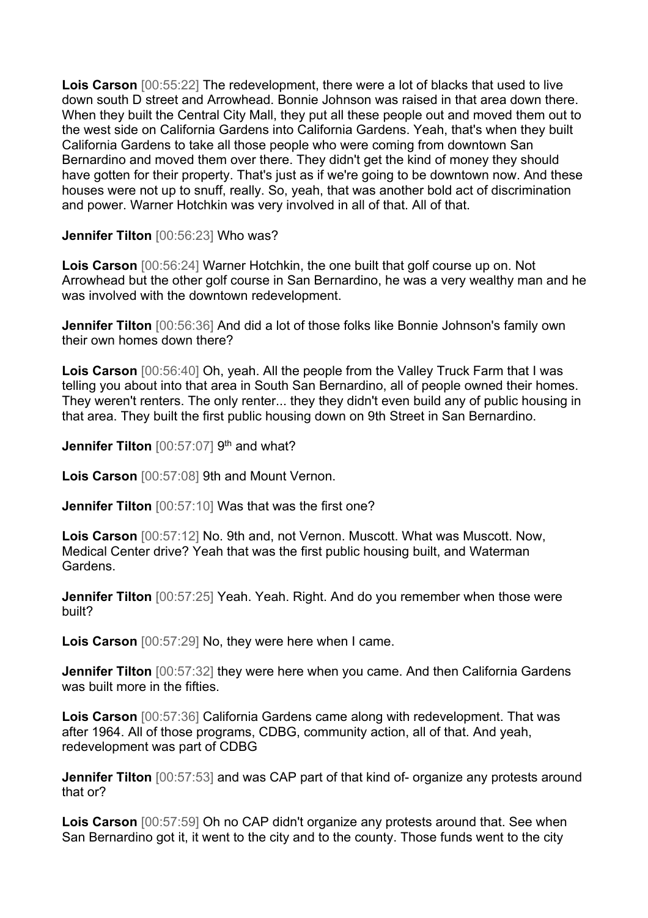**Lois Carson** [00:55:22] The redevelopment, there were a lot of blacks that used to live down south D street and Arrowhead. Bonnie Johnson was raised in that area down there. When they built the Central City Mall, they put all these people out and moved them out to the west side on California Gardens into California Gardens. Yeah, that's when they built California Gardens to take all those people who were coming from downtown San Bernardino and moved them over there. They didn't get the kind of money they should have gotten for their property. That's just as if we're going to be downtown now. And these houses were not up to snuff, really. So, yeah, that was another bold act of discrimination and power. Warner Hotchkin was very involved in all of that. All of that.

**Jennifer Tilton** [00:56:23] Who was?

**Lois Carson** [00:56:24] Warner Hotchkin, the one built that golf course up on. Not Arrowhead but the other golf course in San Bernardino, he was a very wealthy man and he was involved with the downtown redevelopment.

**Jennifer Tilton** [00:56:36] And did a lot of those folks like Bonnie Johnson's family own their own homes down there?

**Lois Carson** [00:56:40] Oh, yeah. All the people from the Valley Truck Farm that I was telling you about into that area in South San Bernardino, all of people owned their homes. They weren't renters. The only renter... they they didn't even build any of public housing in that area. They built the first public housing down on 9th Street in San Bernardino.

**Jennifer Tilton** [00:57:07] 9th and what?

**Lois Carson** [00:57:08] 9th and Mount Vernon.

**Jennifer Tilton** [00:57:10] Was that was the first one?

**Lois Carson** [00:57:12] No. 9th and, not Vernon. Muscott. What was Muscott. Now, Medical Center drive? Yeah that was the first public housing built, and Waterman Gardens.

**Jennifer Tilton** [00:57:25] Yeah. Yeah. Right. And do you remember when those were built?

**Lois Carson** [00:57:29] No, they were here when I came.

**Jennifer Tilton** [00:57:32] they were here when you came. And then California Gardens was built more in the fifties.

**Lois Carson** [00:57:36] California Gardens came along with redevelopment. That was after 1964. All of those programs, CDBG, community action, all of that. And yeah, redevelopment was part of CDBG

**Jennifer Tilton** [00:57:53] and was CAP part of that kind of- organize any protests around that or?

**Lois Carson** [00:57:59] Oh no CAP didn't organize any protests around that. See when San Bernardino got it, it went to the city and to the county. Those funds went to the city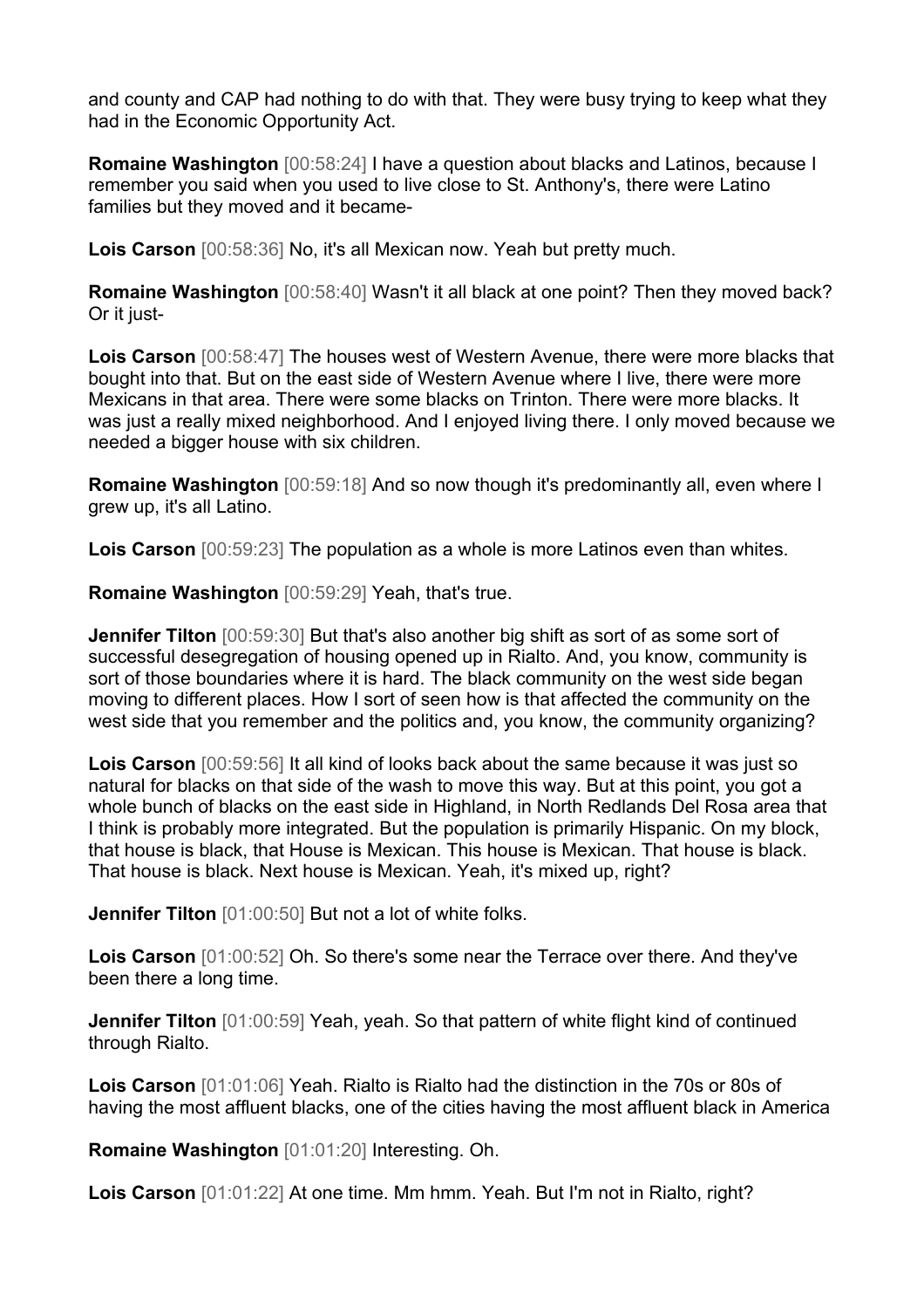and county and CAP had nothing to do with that. They were busy trying to keep what they had in the Economic Opportunity Act.

**Romaine Washington** [00:58:24] I have a question about blacks and Latinos, because I remember you said when you used to live close to St. Anthony's, there were Latino families but they moved and it became-

**Lois Carson** [00:58:36] No, it's all Mexican now. Yeah but pretty much.

**Romaine Washington** [00:58:40] Wasn't it all black at one point? Then they moved back? Or it just-

**Lois Carson** [00:58:47] The houses west of Western Avenue, there were more blacks that bought into that. But on the east side of Western Avenue where I live, there were more Mexicans in that area. There were some blacks on Trinton. There were more blacks. It was just a really mixed neighborhood. And I enjoyed living there. I only moved because we needed a bigger house with six children.

**Romaine Washington** [00:59:18] And so now though it's predominantly all, even where I grew up, it's all Latino.

**Lois Carson** [00:59:23] The population as a whole is more Latinos even than whites.

**Romaine Washington** [00:59:29] Yeah, that's true.

**Jennifer Tilton** [00:59:30] But that's also another big shift as sort of as some sort of successful desegregation of housing opened up in Rialto. And, you know, community is sort of those boundaries where it is hard. The black community on the west side began moving to different places. How I sort of seen how is that affected the community on the west side that you remember and the politics and, you know, the community organizing?

**Lois Carson** [00:59:56] It all kind of looks back about the same because it was just so natural for blacks on that side of the wash to move this way. But at this point, you got a whole bunch of blacks on the east side in Highland, in North Redlands Del Rosa area that I think is probably more integrated. But the population is primarily Hispanic. On my block, that house is black, that House is Mexican. This house is Mexican. That house is black. That house is black. Next house is Mexican. Yeah, it's mixed up, right?

**Jennifer Tilton** [01:00:50] But not a lot of white folks.

**Lois Carson** [01:00:52] Oh. So there's some near the Terrace over there. And they've been there a long time.

**Jennifer Tilton** [01:00:59] Yeah, yeah. So that pattern of white flight kind of continued through Rialto.

**Lois Carson** [01:01:06] Yeah. Rialto is Rialto had the distinction in the 70s or 80s of having the most affluent blacks, one of the cities having the most affluent black in America

**Romaine Washington** [01:01:20] Interesting. Oh.

**Lois Carson** [01:01:22] At one time. Mm hmm. Yeah. But I'm not in Rialto, right?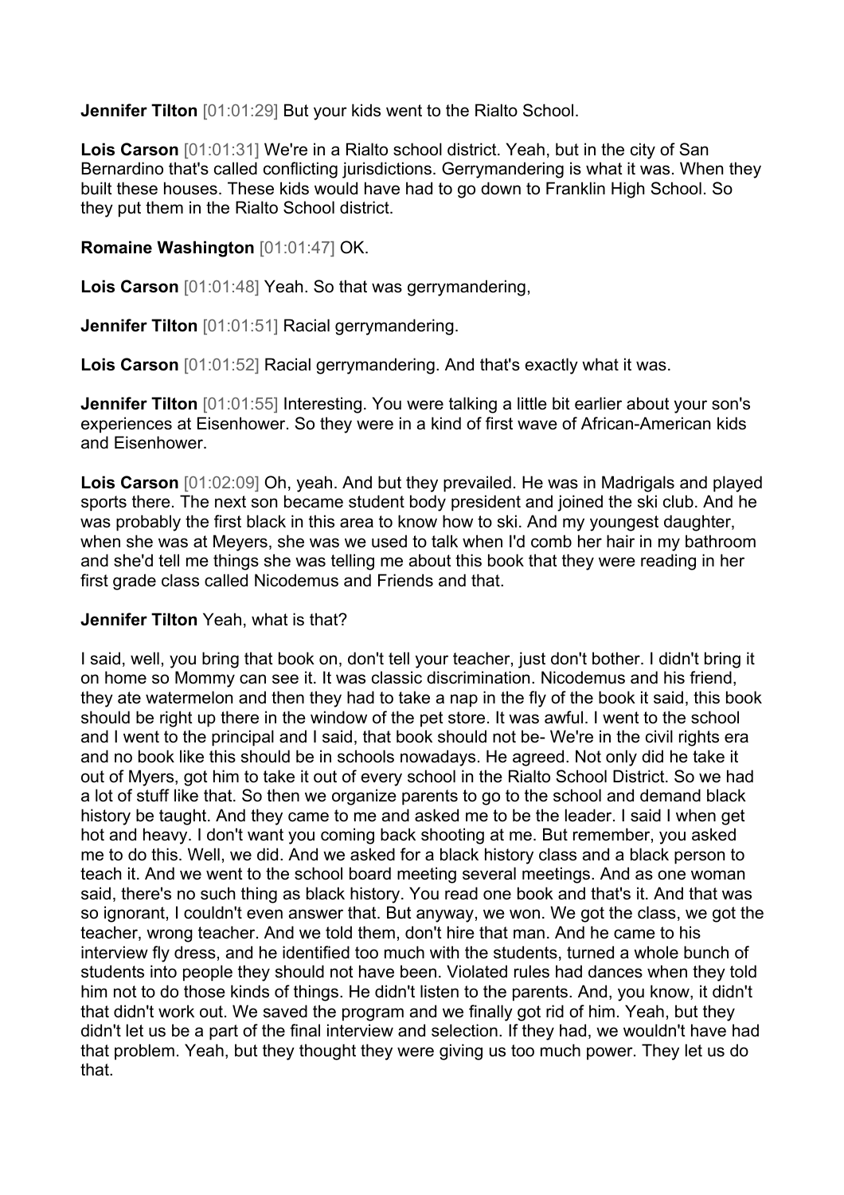**Jennifer Tilton** [01:01:29] But your kids went to the Rialto School.

**Lois Carson** [01:01:31] We're in a Rialto school district. Yeah, but in the city of San Bernardino that's called conflicting jurisdictions. Gerrymandering is what it was. When they built these houses. These kids would have had to go down to Franklin High School. So they put them in the Rialto School district.

**Romaine Washington** [01:01:47] OK.

**Lois Carson** [01:01:48] Yeah. So that was gerrymandering,

**Jennifer Tilton** [01:01:51] Racial gerrymandering.

**Lois Carson** [01:01:52] Racial gerrymandering. And that's exactly what it was.

**Jennifer Tilton** [01:01:55] Interesting. You were talking a little bit earlier about your son's experiences at Eisenhower. So they were in a kind of first wave of African-American kids and Eisenhower.

**Lois Carson** [01:02:09] Oh, yeah. And but they prevailed. He was in Madrigals and played sports there. The next son became student body president and joined the ski club. And he was probably the first black in this area to know how to ski. And my youngest daughter, when she was at Meyers, she was we used to talk when I'd comb her hair in my bathroom and she'd tell me things she was telling me about this book that they were reading in her first grade class called Nicodemus and Friends and that.

**Jennifer Tilton** Yeah, what is that?

I said, well, you bring that book on, don't tell your teacher, just don't bother. I didn't bring it on home so Mommy can see it. It was classic discrimination. Nicodemus and his friend, they ate watermelon and then they had to take a nap in the fly of the book it said, this book should be right up there in the window of the pet store. It was awful. I went to the school and I went to the principal and I said, that book should not be- We're in the civil rights era and no book like this should be in schools nowadays. He agreed. Not only did he take it out of Myers, got him to take it out of every school in the Rialto School District. So we had a lot of stuff like that. So then we organize parents to go to the school and demand black history be taught. And they came to me and asked me to be the leader. I said I when get hot and heavy. I don't want you coming back shooting at me. But remember, you asked me to do this. Well, we did. And we asked for a black history class and a black person to teach it. And we went to the school board meeting several meetings. And as one woman said, there's no such thing as black history. You read one book and that's it. And that was so ignorant, I couldn't even answer that. But anyway, we won. We got the class, we got the teacher, wrong teacher. And we told them, don't hire that man. And he came to his interview fly dress, and he identified too much with the students, turned a whole bunch of students into people they should not have been. Violated rules had dances when they told him not to do those kinds of things. He didn't listen to the parents. And, you know, it didn't that didn't work out. We saved the program and we finally got rid of him. Yeah, but they didn't let us be a part of the final interview and selection. If they had, we wouldn't have had that problem. Yeah, but they thought they were giving us too much power. They let us do that.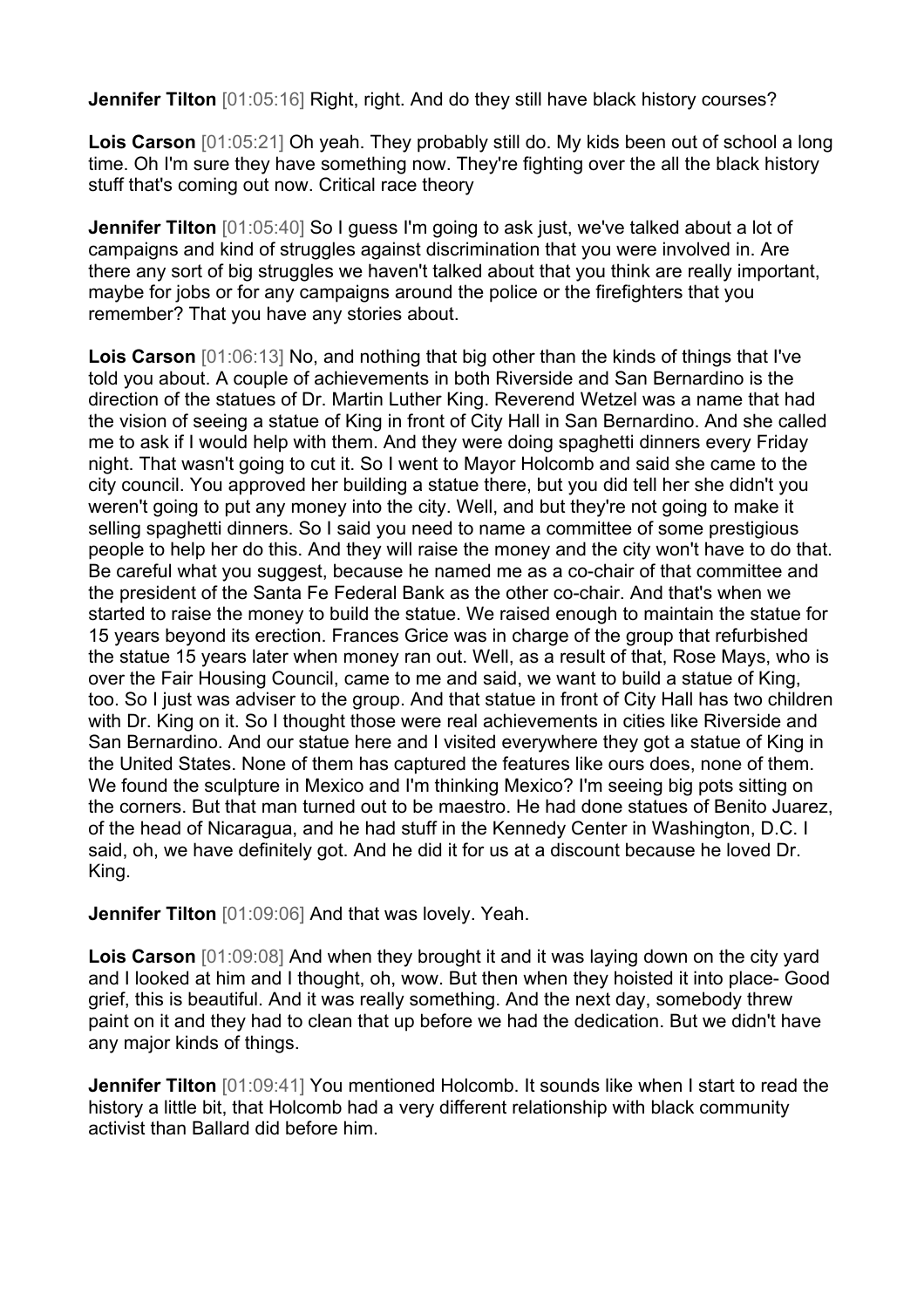**Jennifer Tilton** [01:05:16] Right, right. And do they still have black history courses?

**Lois Carson** [01:05:21] Oh yeah. They probably still do. My kids been out of school a long time. Oh I'm sure they have something now. They're fighting over the all the black history stuff that's coming out now. Critical race theory

**Jennifer Tilton** [01:05:40] So I guess I'm going to ask just, we've talked about a lot of campaigns and kind of struggles against discrimination that you were involved in. Are there any sort of big struggles we haven't talked about that you think are really important, maybe for jobs or for any campaigns around the police or the firefighters that you remember? That you have any stories about.

**Lois Carson** [01:06:13] No, and nothing that big other than the kinds of things that I've told you about. A couple of achievements in both Riverside and San Bernardino is the direction of the statues of Dr. Martin Luther King. Reverend Wetzel was a name that had the vision of seeing a statue of King in front of City Hall in San Bernardino. And she called me to ask if I would help with them. And they were doing spaghetti dinners every Friday night. That wasn't going to cut it. So I went to Mayor Holcomb and said she came to the city council. You approved her building a statue there, but you did tell her she didn't you weren't going to put any money into the city. Well, and but they're not going to make it selling spaghetti dinners. So I said you need to name a committee of some prestigious people to help her do this. And they will raise the money and the city won't have to do that. Be careful what you suggest, because he named me as a co-chair of that committee and the president of the Santa Fe Federal Bank as the other co-chair. And that's when we started to raise the money to build the statue. We raised enough to maintain the statue for 15 years beyond its erection. Frances Grice was in charge of the group that refurbished the statue 15 years later when money ran out. Well, as a result of that, Rose Mays, who is over the Fair Housing Council, came to me and said, we want to build a statue of King, too. So I just was adviser to the group. And that statue in front of City Hall has two children with Dr. King on it. So I thought those were real achievements in cities like Riverside and San Bernardino. And our statue here and I visited everywhere they got a statue of King in the United States. None of them has captured the features like ours does, none of them. We found the sculpture in Mexico and I'm thinking Mexico? I'm seeing big pots sitting on the corners. But that man turned out to be maestro. He had done statues of Benito Juarez, of the head of Nicaragua, and he had stuff in the Kennedy Center in Washington, D.C. I said, oh, we have definitely got. And he did it for us at a discount because he loved Dr. King.

**Jennifer Tilton** [01:09:06] And that was lovely. Yeah.

**Lois Carson** [01:09:08] And when they brought it and it was laying down on the city yard and I looked at him and I thought, oh, wow. But then when they hoisted it into place- Good grief, this is beautiful. And it was really something. And the next day, somebody threw paint on it and they had to clean that up before we had the dedication. But we didn't have any major kinds of things.

**Jennifer Tilton** [01:09:41] You mentioned Holcomb. It sounds like when I start to read the history a little bit, that Holcomb had a very different relationship with black community activist than Ballard did before him.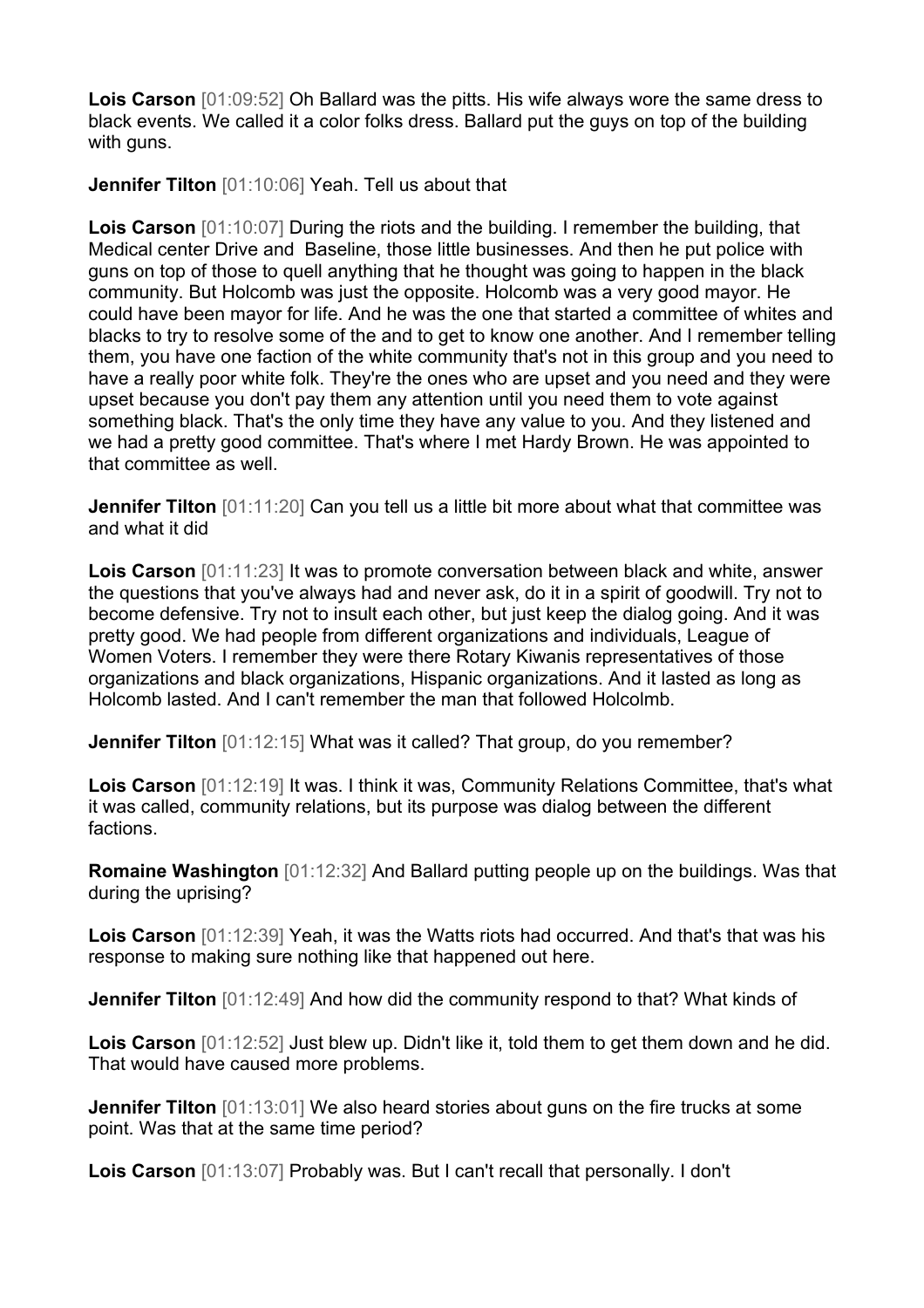**Lois Carson** [01:09:52] Oh Ballard was the pitts. His wife always wore the same dress to black events. We called it a color folks dress. Ballard put the guys on top of the building with guns.

**Jennifer Tilton** [01:10:06] Yeah. Tell us about that

**Lois Carson** [01:10:07] During the riots and the building. I remember the building, that Medical center Drive and Baseline, those little businesses. And then he put police with guns on top of those to quell anything that he thought was going to happen in the black community. But Holcomb was just the opposite. Holcomb was a very good mayor. He could have been mayor for life. And he was the one that started a committee of whites and blacks to try to resolve some of the and to get to know one another. And I remember telling them, you have one faction of the white community that's not in this group and you need to have a really poor white folk. They're the ones who are upset and you need and they were upset because you don't pay them any attention until you need them to vote against something black. That's the only time they have any value to you. And they listened and we had a pretty good committee. That's where I met Hardy Brown. He was appointed to that committee as well.

**Jennifer Tilton** [01:11:20] Can you tell us a little bit more about what that committee was and what it did

**Lois Carson** [01:11:23] It was to promote conversation between black and white, answer the questions that you've always had and never ask, do it in a spirit of goodwill. Try not to become defensive. Try not to insult each other, but just keep the dialog going. And it was pretty good. We had people from different organizations and individuals, League of Women Voters. I remember they were there Rotary Kiwanis representatives of those organizations and black organizations, Hispanic organizations. And it lasted as long as Holcomb lasted. And I can't remember the man that followed Holcolmb.

**Jennifer Tilton** [01:12:15] What was it called? That group, do you remember?

**Lois Carson** [01:12:19] It was. I think it was, Community Relations Committee, that's what it was called, community relations, but its purpose was dialog between the different factions.

**Romaine Washington** [01:12:32] And Ballard putting people up on the buildings. Was that during the uprising?

**Lois Carson** [01:12:39] Yeah, it was the Watts riots had occurred. And that's that was his response to making sure nothing like that happened out here.

**Jennifer Tilton** [01:12:49] And how did the community respond to that? What kinds of

**Lois Carson** [01:12:52] Just blew up. Didn't like it, told them to get them down and he did. That would have caused more problems.

**Jennifer Tilton** [01:13:01] We also heard stories about guns on the fire trucks at some point. Was that at the same time period?

**Lois Carson** [01:13:07] Probably was. But I can't recall that personally. I don't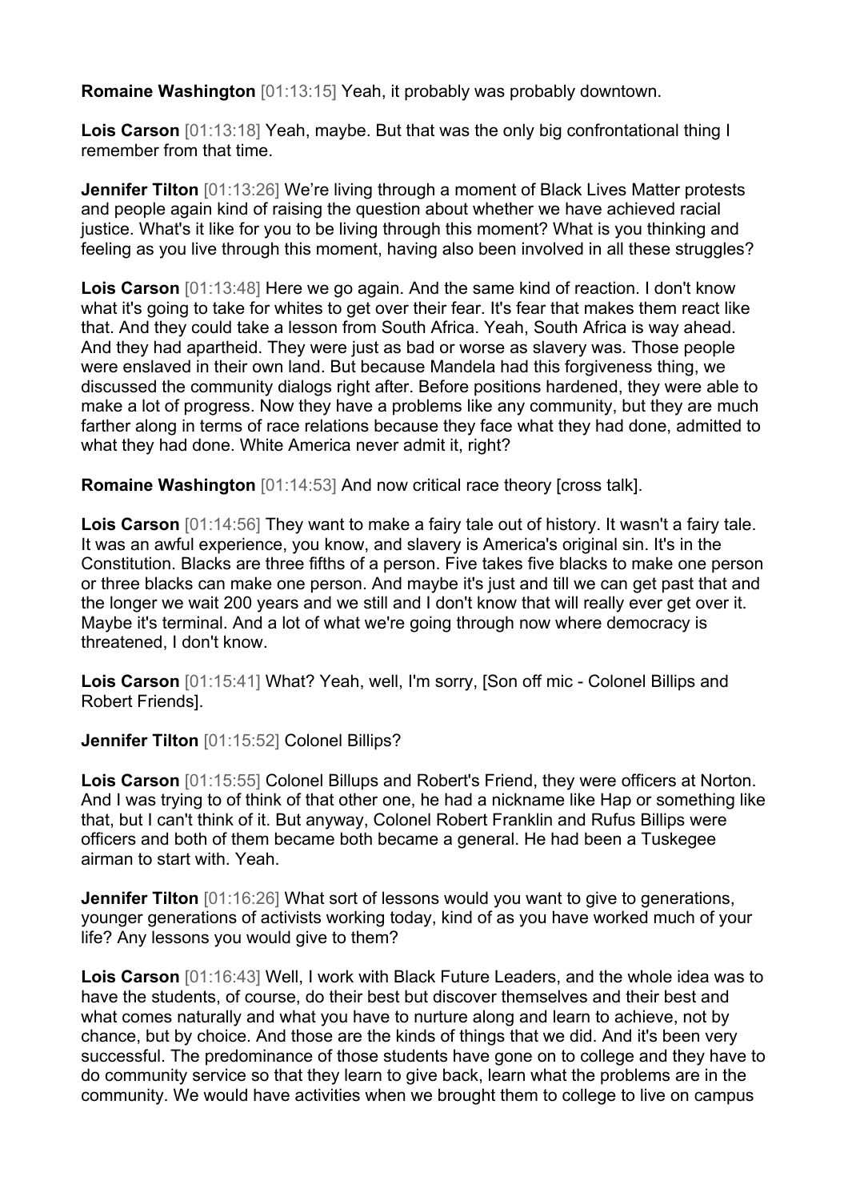**Romaine Washington** [01:13:15] Yeah, it probably was probably downtown.

**Lois Carson** [01:13:18] Yeah, maybe. But that was the only big confrontational thing I remember from that time.

**Jennifer Tilton** [01:13:26] We're living through a moment of Black Lives Matter protests and people again kind of raising the question about whether we have achieved racial justice. What's it like for you to be living through this moment? What is you thinking and feeling as you live through this moment, having also been involved in all these struggles?

**Lois Carson** [01:13:48] Here we go again. And the same kind of reaction. I don't know what it's going to take for whites to get over their fear. It's fear that makes them react like that. And they could take a lesson from South Africa. Yeah, South Africa is way ahead. And they had apartheid. They were just as bad or worse as slavery was. Those people were enslaved in their own land. But because Mandela had this forgiveness thing, we discussed the community dialogs right after. Before positions hardened, they were able to make a lot of progress. Now they have a problems like any community, but they are much farther along in terms of race relations because they face what they had done, admitted to what they had done. White America never admit it, right?

**Romaine Washington** [01:14:53] And now critical race theory [cross talk].

**Lois Carson** [01:14:56] They want to make a fairy tale out of history. It wasn't a fairy tale. It was an awful experience, you know, and slavery is America's original sin. It's in the Constitution. Blacks are three fifths of a person. Five takes five blacks to make one person or three blacks can make one person. And maybe it's just and till we can get past that and the longer we wait 200 years and we still and I don't know that will really ever get over it. Maybe it's terminal. And a lot of what we're going through now where democracy is threatened, I don't know.

**Lois Carson** [01:15:41] What? Yeah, well, I'm sorry, [Son off mic - Colonel Billips and Robert Friends].

**Jennifer Tilton** [01:15:52] Colonel Billips?

**Lois Carson** [01:15:55] Colonel Billups and Robert's Friend, they were officers at Norton. And I was trying to of think of that other one, he had a nickname like Hap or something like that, but I can't think of it. But anyway, Colonel Robert Franklin and Rufus Billips were officers and both of them became both became a general. He had been a Tuskegee airman to start with. Yeah.

**Jennifer Tilton** [01:16:26] What sort of lessons would you want to give to generations, younger generations of activists working today, kind of as you have worked much of your life? Any lessons you would give to them?

**Lois Carson** [01:16:43] Well, I work with Black Future Leaders, and the whole idea was to have the students, of course, do their best but discover themselves and their best and what comes naturally and what you have to nurture along and learn to achieve, not by chance, but by choice. And those are the kinds of things that we did. And it's been very successful. The predominance of those students have gone on to college and they have to do community service so that they learn to give back, learn what the problems are in the community. We would have activities when we brought them to college to live on campus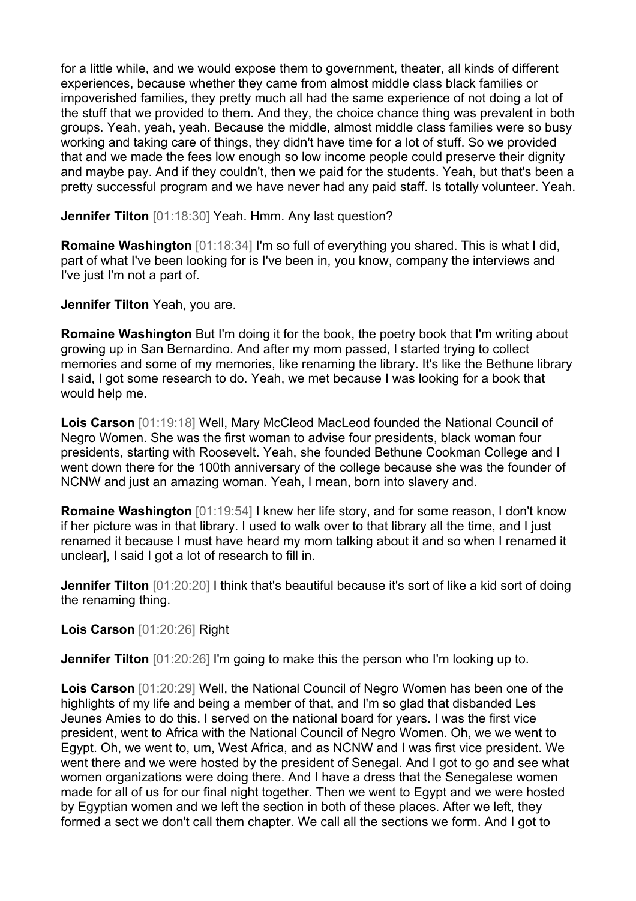for a little while, and we would expose them to government, theater, all kinds of different experiences, because whether they came from almost middle class black families or impoverished families, they pretty much all had the same experience of not doing a lot of the stuff that we provided to them. And they, the choice chance thing was prevalent in both groups. Yeah, yeah, yeah. Because the middle, almost middle class families were so busy working and taking care of things, they didn't have time for a lot of stuff. So we provided that and we made the fees low enough so low income people could preserve their dignity and maybe pay. And if they couldn't, then we paid for the students. Yeah, but that's been a pretty successful program and we have never had any paid staff. Is totally volunteer. Yeah.

**Jennifer Tilton** [01:18:30] Yeah. Hmm. Any last question?

**Romaine Washington** [01:18:34] I'm so full of everything you shared. This is what I did, part of what I've been looking for is I've been in, you know, company the interviews and I've just I'm not a part of.

**Jennifer Tilton** Yeah, you are.

**Romaine Washington** But I'm doing it for the book, the poetry book that I'm writing about growing up in San Bernardino. And after my mom passed, I started trying to collect memories and some of my memories, like renaming the library. It's like the Bethune library I said, I got some research to do. Yeah, we met because I was looking for a book that would help me.

**Lois Carson** [01:19:18] Well, Mary McCleod MacLeod founded the National Council of Negro Women. She was the first woman to advise four presidents, black woman four presidents, starting with Roosevelt. Yeah, she founded Bethune Cookman College and I went down there for the 100th anniversary of the college because she was the founder of NCNW and just an amazing woman. Yeah, I mean, born into slavery and.

**Romaine Washington** [01:19:54] I knew her life story, and for some reason, I don't know if her picture was in that library. I used to walk over to that library all the time, and I just renamed it because I must have heard my mom talking about it and so when I renamed it unclear], I said I got a lot of research to fill in.

**Jennifer Tilton** [01:20:20] I think that's beautiful because it's sort of like a kid sort of doing the renaming thing.

**Lois Carson** [01:20:26] Right

**Jennifer Tilton** [01:20:26] I'm going to make this the person who I'm looking up to.

**Lois Carson** [01:20:29] Well, the National Council of Negro Women has been one of the highlights of my life and being a member of that, and I'm so glad that disbanded Les Jeunes Amies to do this. I served on the national board for years. I was the first vice president, went to Africa with the National Council of Negro Women. Oh, we we went to Egypt. Oh, we went to, um, West Africa, and as NCNW and I was first vice president. We went there and we were hosted by the president of Senegal. And I got to go and see what women organizations were doing there. And I have a dress that the Senegalese women made for all of us for our final night together. Then we went to Egypt and we were hosted by Egyptian women and we left the section in both of these places. After we left, they formed a sect we don't call them chapter. We call all the sections we form. And I got to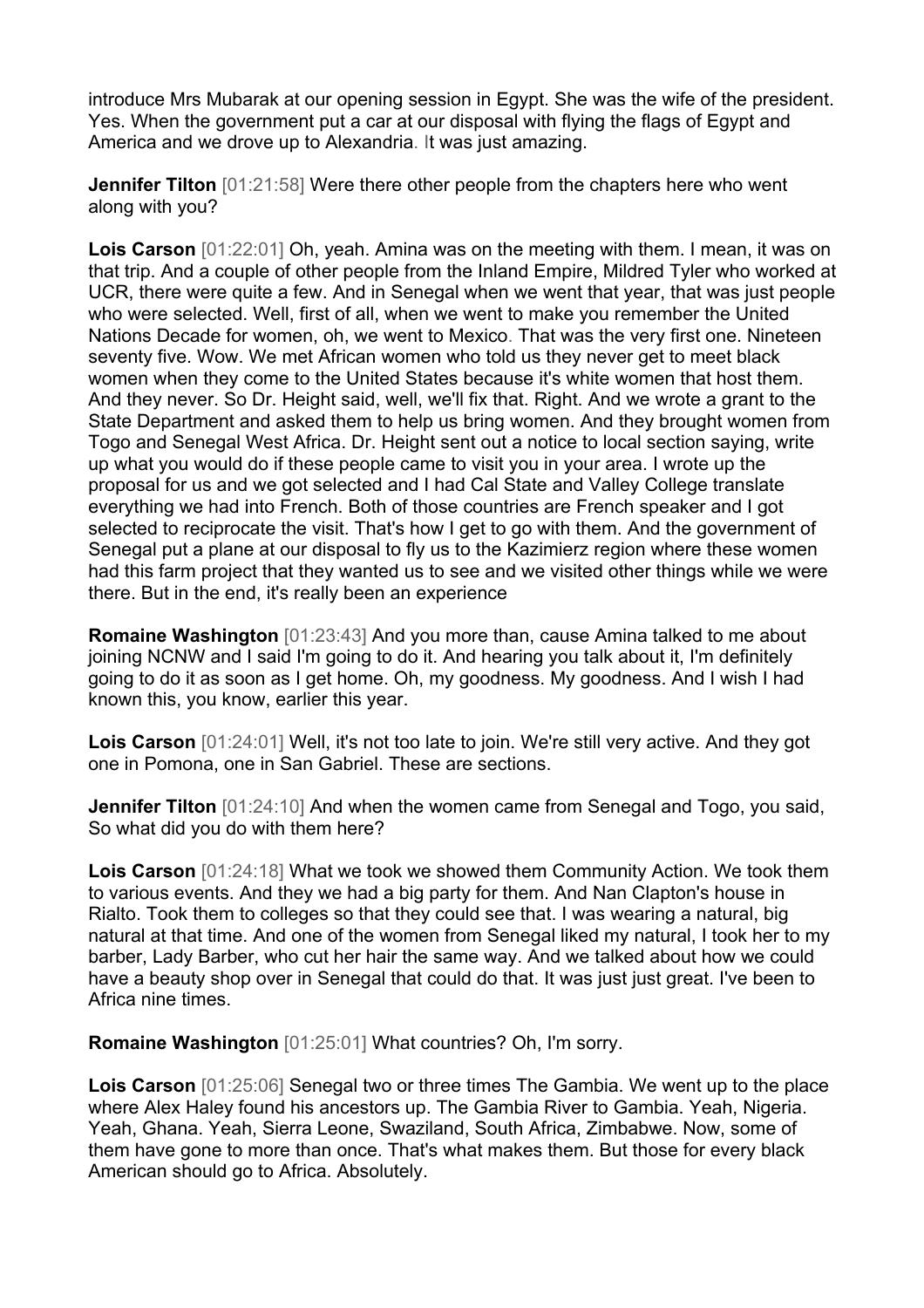introduce Mrs Mubarak at our opening session in Egypt. She was the wife of the president. Yes. When the government put a car at our disposal with flying the flags of Egypt and America and we drove up to Alexandria. It was just amazing.

**Jennifer Tilton** [01:21:58] Were there other people from the chapters here who went along with you?

**Lois Carson** [01:22:01] Oh, yeah. Amina was on the meeting with them. I mean, it was on that trip. And a couple of other people from the Inland Empire, Mildred Tyler who worked at UCR, there were quite a few. And in Senegal when we went that year, that was just people who were selected. Well, first of all, when we went to make you remember the United Nations Decade for women, oh, we went to Mexico. That was the very first one. Nineteen seventy five. Wow. We met African women who told us they never get to meet black women when they come to the United States because it's white women that host them. And they never. So Dr. Height said, well, we'll fix that. Right. And we wrote a grant to the State Department and asked them to help us bring women. And they brought women from Togo and Senegal West Africa. Dr. Height sent out a notice to local section saying, write up what you would do if these people came to visit you in your area. I wrote up the proposal for us and we got selected and I had Cal State and Valley College translate everything we had into French. Both of those countries are French speaker and I got selected to reciprocate the visit. That's how I get to go with them. And the government of Senegal put a plane at our disposal to fly us to the Kazimierz region where these women had this farm project that they wanted us to see and we visited other things while we were there. But in the end, it's really been an experience

**Romaine Washington** [01:23:43] And you more than, cause Amina talked to me about joining NCNW and I said I'm going to do it. And hearing you talk about it, I'm definitely going to do it as soon as I get home. Oh, my goodness. My goodness. And I wish I had known this, you know, earlier this year.

**Lois Carson** [01:24:01] Well, it's not too late to join. We're still very active. And they got one in Pomona, one in San Gabriel. These are sections.

**Jennifer Tilton** [01:24:10] And when the women came from Senegal and Togo, you said, So what did you do with them here?

**Lois Carson** [01:24:18] What we took we showed them Community Action. We took them to various events. And they we had a big party for them. And Nan Clapton's house in Rialto. Took them to colleges so that they could see that. I was wearing a natural, big natural at that time. And one of the women from Senegal liked my natural, I took her to my barber, Lady Barber, who cut her hair the same way. And we talked about how we could have a beauty shop over in Senegal that could do that. It was just just great. I've been to Africa nine times.

**Romaine Washington** [01:25:01] What countries? Oh, I'm sorry.

**Lois Carson** [01:25:06] Senegal two or three times The Gambia. We went up to the place where Alex Haley found his ancestors up. The Gambia River to Gambia. Yeah, Nigeria. Yeah, Ghana. Yeah, Sierra Leone, Swaziland, South Africa, Zimbabwe. Now, some of them have gone to more than once. That's what makes them. But those for every black American should go to Africa. Absolutely.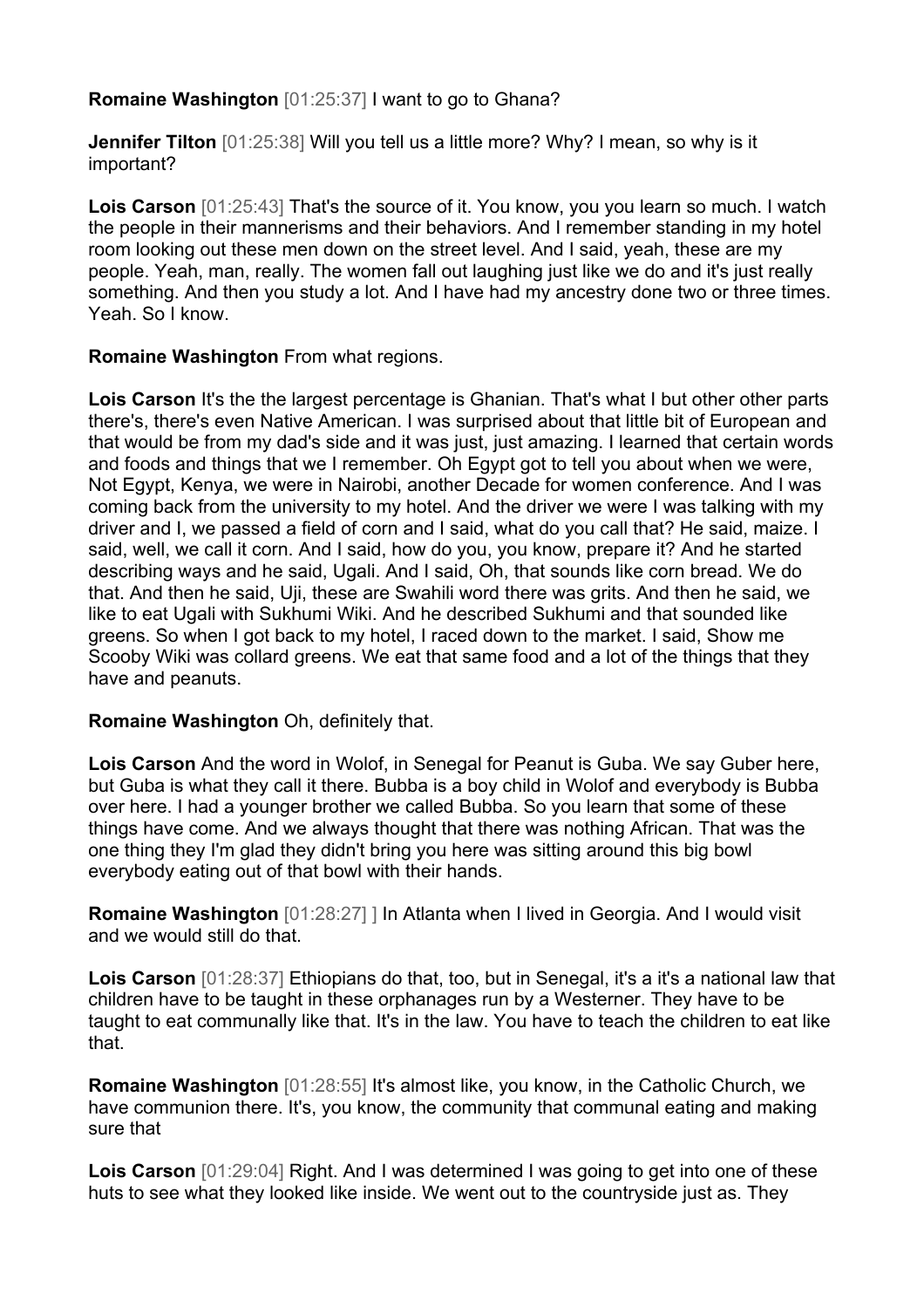**Romaine Washington** [01:25:37] I want to go to Ghana?

**Jennifer Tilton** [01:25:38] Will you tell us a little more? Why? I mean, so why is it important?

**Lois Carson** [01:25:43] That's the source of it. You know, you you learn so much. I watch the people in their mannerisms and their behaviors. And I remember standing in my hotel room looking out these men down on the street level. And I said, yeah, these are my people. Yeah, man, really. The women fall out laughing just like we do and it's just really something. And then you study a lot. And I have had my ancestry done two or three times. Yeah. So I know.

**Romaine Washington** From what regions.

**Lois Carson** It's the the largest percentage is Ghanian. That's what I but other other parts there's, there's even Native American. I was surprised about that little bit of European and that would be from my dad's side and it was just, just amazing. I learned that certain words and foods and things that we I remember. Oh Egypt got to tell you about when we were, Not Egypt, Kenya, we were in Nairobi, another Decade for women conference. And I was coming back from the university to my hotel. And the driver we were I was talking with my driver and I, we passed a field of corn and I said, what do you call that? He said, maize. I said, well, we call it corn. And I said, how do you, you know, prepare it? And he started describing ways and he said, Ugali. And I said, Oh, that sounds like corn bread. We do that. And then he said, Uji, these are Swahili word there was grits. And then he said, we like to eat Ugali with Sukhumi Wiki. And he described Sukhumi and that sounded like greens. So when I got back to my hotel, I raced down to the market. I said, Show me Scooby Wiki was collard greens. We eat that same food and a lot of the things that they have and peanuts.

**Romaine Washington** Oh, definitely that.

**Lois Carson** And the word in Wolof, in Senegal for Peanut is Guba. We say Guber here, but Guba is what they call it there. Bubba is a boy child in Wolof and everybody is Bubba over here. I had a younger brother we called Bubba. So you learn that some of these things have come. And we always thought that there was nothing African. That was the one thing they I'm glad they didn't bring you here was sitting around this big bowl everybody eating out of that bowl with their hands.

**Romaine Washington** [01:28:27] ] In Atlanta when I lived in Georgia. And I would visit and we would still do that.

**Lois Carson** [01:28:37] Ethiopians do that, too, but in Senegal, it's a it's a national law that children have to be taught in these orphanages run by a Westerner. They have to be taught to eat communally like that. It's in the law. You have to teach the children to eat like that.

**Romaine Washington** [01:28:55] It's almost like, you know, in the Catholic Church, we have communion there. It's, you know, the community that communal eating and making sure that

**Lois Carson** [01:29:04] Right. And I was determined I was going to get into one of these huts to see what they looked like inside. We went out to the countryside just as. They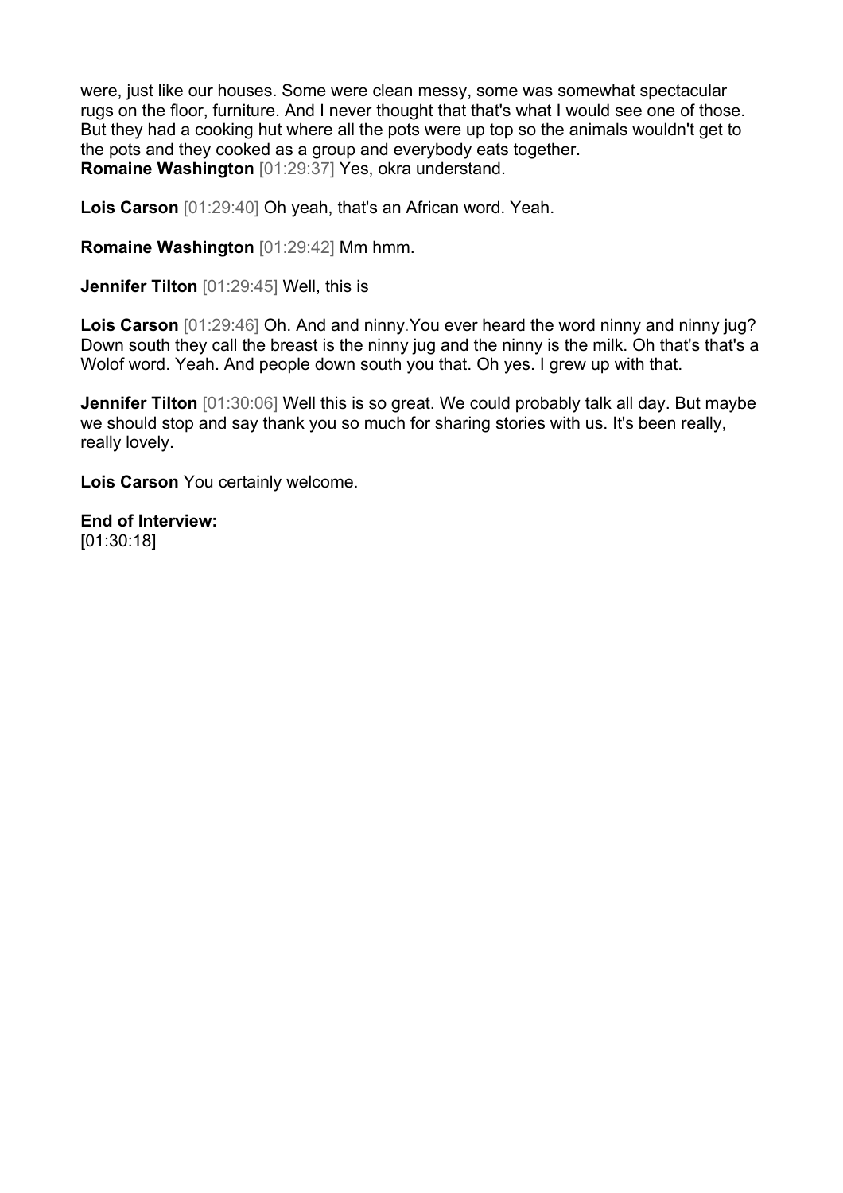were, just like our houses. Some were clean messy, some was somewhat spectacular rugs on the floor, furniture. And I never thought that that's what I would see one of those. But they had a cooking hut where all the pots were up top so the animals wouldn't get to the pots and they cooked as a group and everybody eats together.
**Romaine Washington** [01:29:37] Yes, okra understand.

**Lois Carson** [01:29:40] Oh yeah, that's an African word. Yeah.

**Romaine Washington** [01:29:42] Mm hmm.

**Jennifer Tilton** [01:29:45] Well, this is

**Lois Carson** [01:29:46] Oh. And and ninny.You ever heard the word ninny and ninny jug? Down south they call the breast is the ninny jug and the ninny is the milk. Oh that's that's a Wolof word. Yeah. And people down south you that. Oh yes. I grew up with that.

**Jennifer Tilton** [01:30:06] Well this is so great. We could probably talk all day. But maybe we should stop and say thank you so much for sharing stories with us. It's been really, really lovely.

**Lois Carson** You certainly welcome.

**End of Interview:**
[01:30:18]